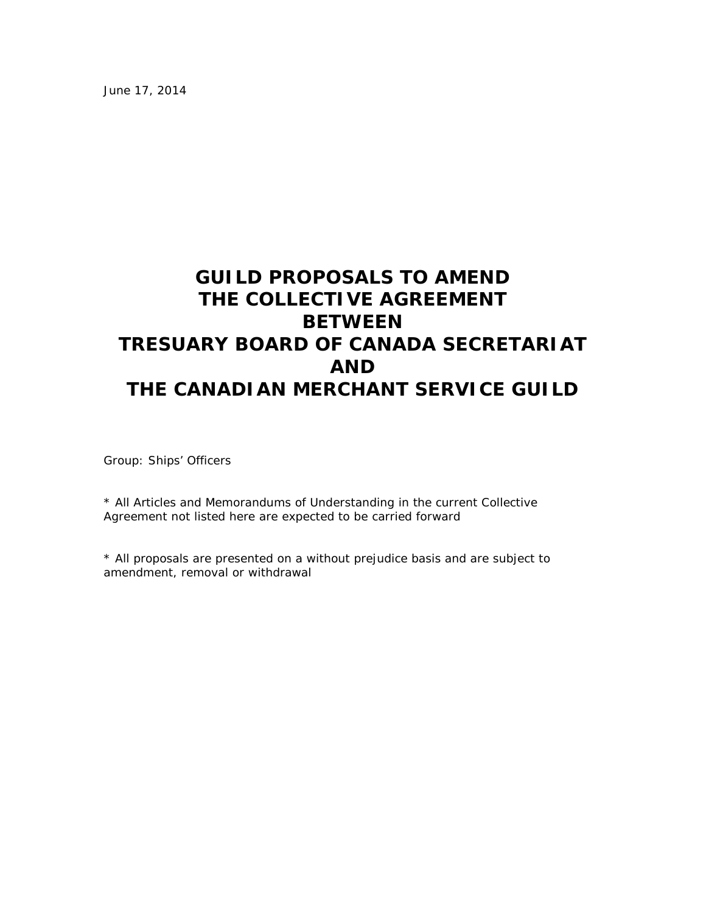June 17, 2014

# GUILD PROPOSALS TO AMEND THE COLLECTIVE AGREEMENT BETWEEN TRESUARY BOARD OF CANADA SECRETARIAT AND THE CANADIAN MERCHANT SERVICE GUILD

Group: Ships' Officers

* All Articles and Memorandums of Understanding in the current Collective Agreement not listed here are expected to be carried forward

* All proposals are presented on a without prejudice basis and are subject to amendment, removal or withdrawal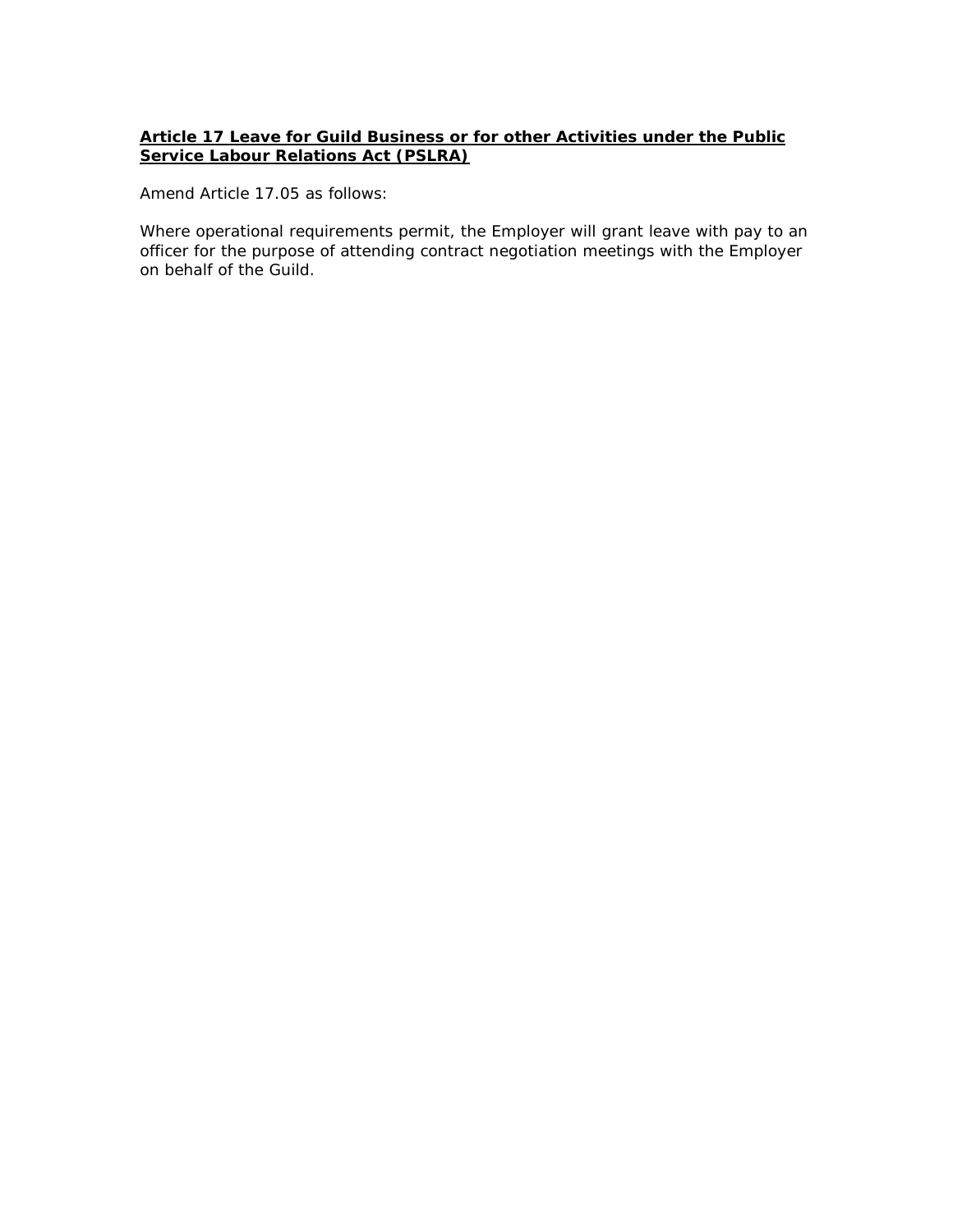**Article 17 Leave for Guild Business or for other Activities under the Public Service Labour Relations Act (PSLRA)**

Amend Article 17.05 as follows:

Where operational requirements permit, the Employer will grant leave with pay to an officer for the purpose of attending contract negotiation meetings with the Employer on behalf of the Guild.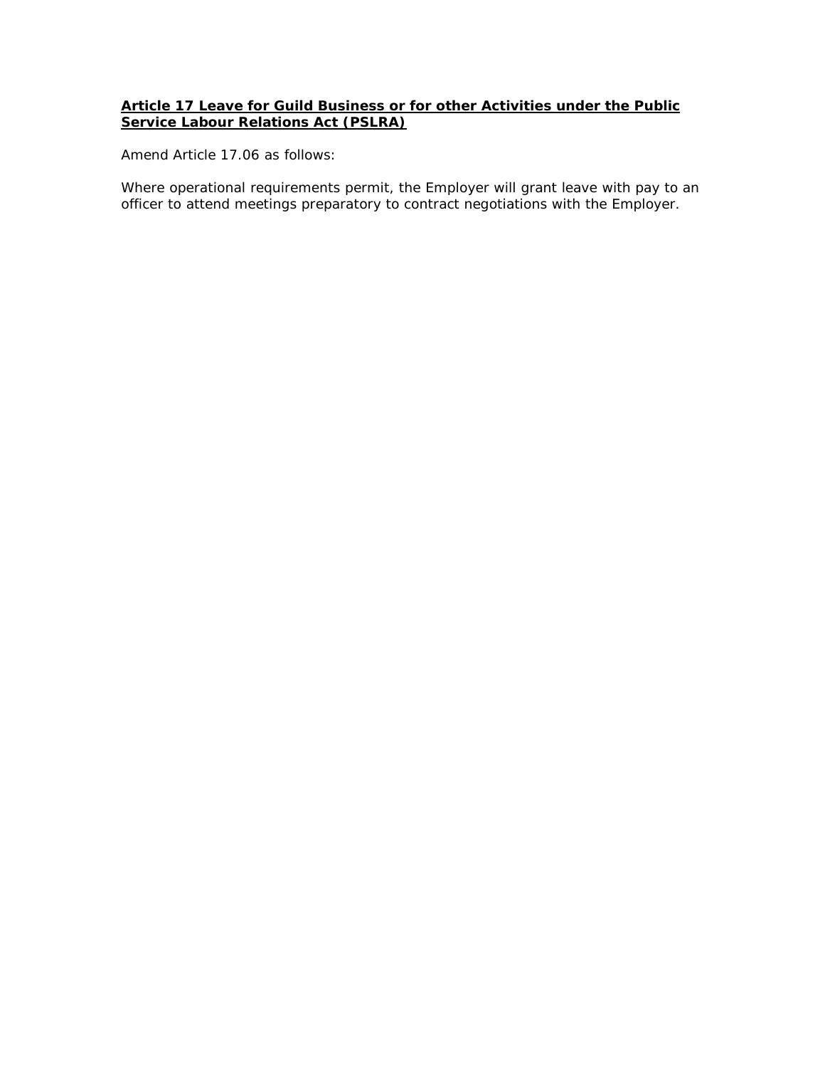**Article 17 Leave for Guild Business or for other Activities under the Public Service Labour Relations Act (PSLRA)**

Amend Article 17.06 as follows:

Where operational requirements permit, the Employer will grant leave with pay to an officer to attend meetings preparatory to contract negotiations with the Employer.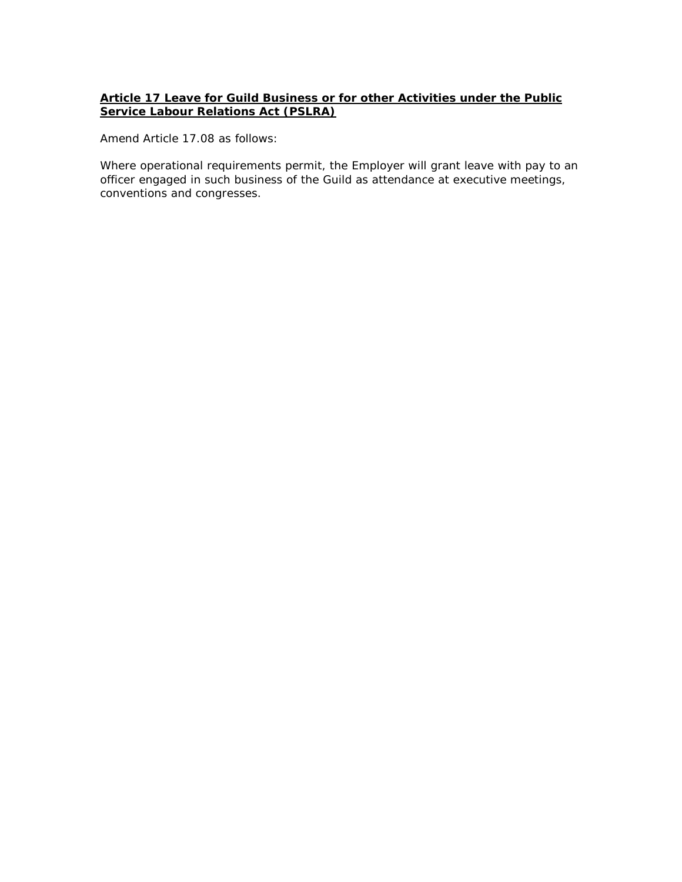**<u>Article 17 Leave for Guild Business or for other Activities under the Public Service Labour Relations Act (PSLRA)</u>**

Amend Article 17.08 as follows:

Where operational requirements permit, the Employer will grant leave with pay to an officer engaged in such business of the Guild as attendance at executive meetings, conventions and congresses.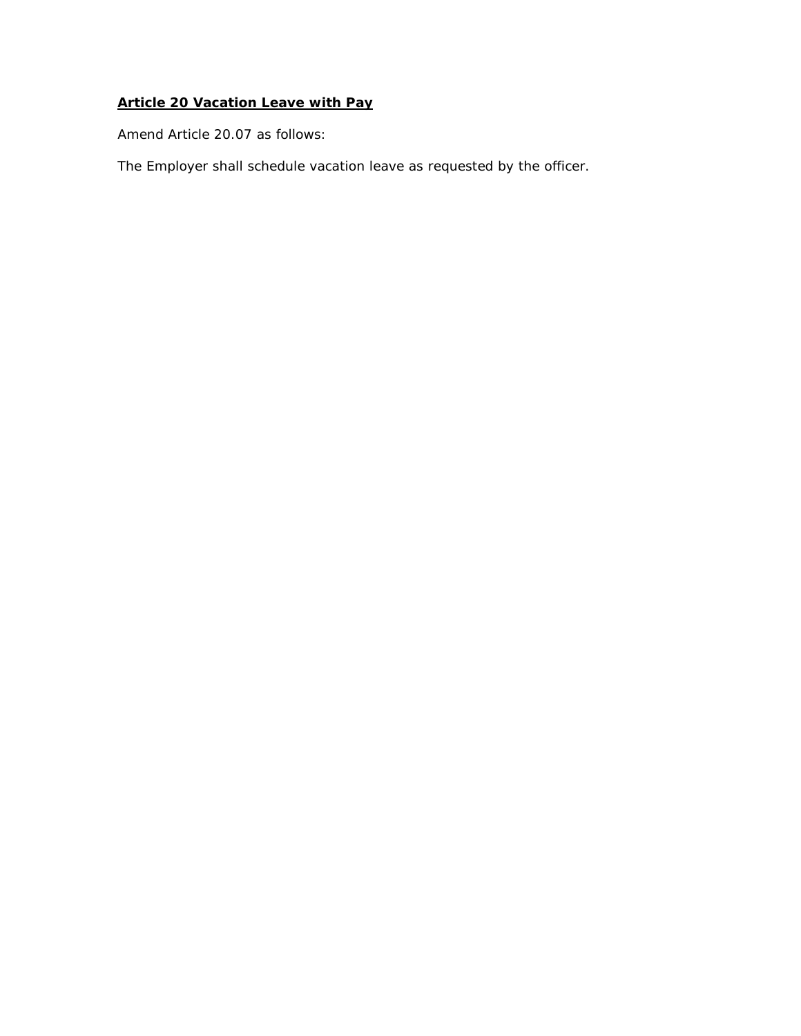**<u>Article 20 Vacation Leave with Pay</u>**

Amend Article 20.07 as follows:

The Employer shall schedule vacation leave as requested by the officer.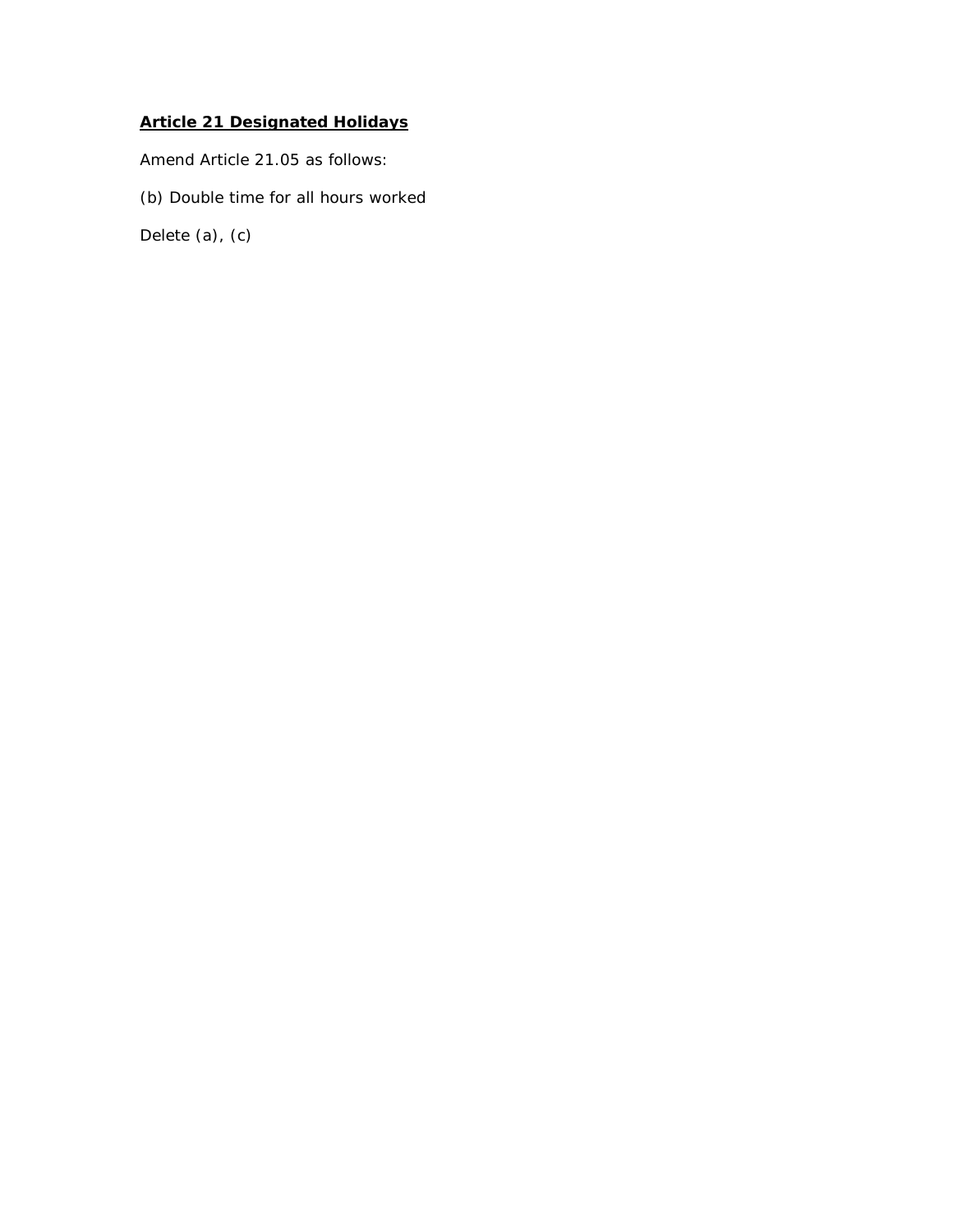**Article 21 Designated Holidays**

Amend Article 21.05 as follows:

(b) Double time for all hours worked

Delete (a), (c)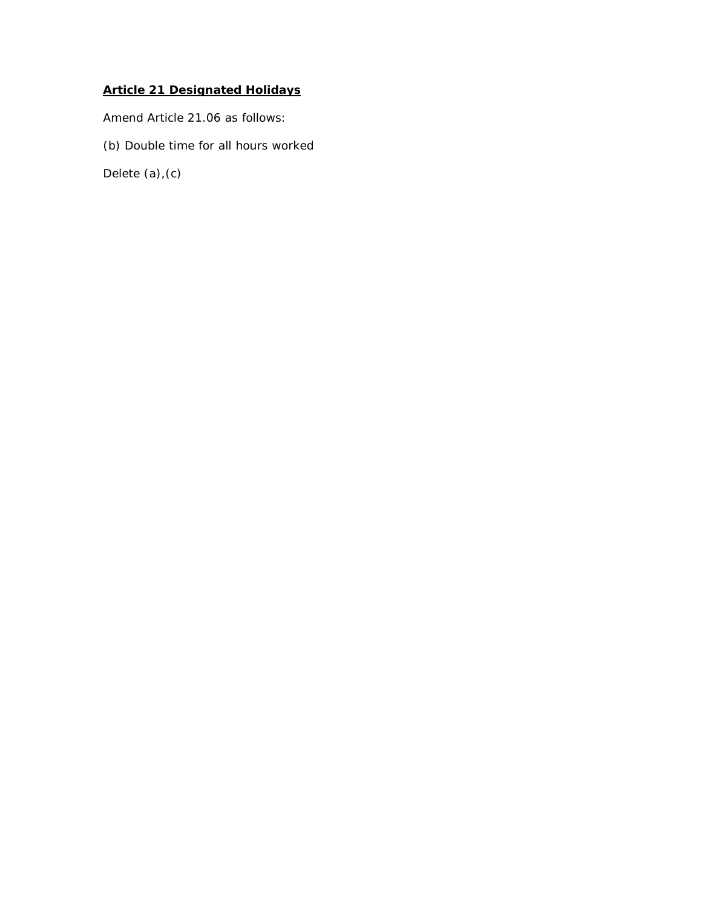**<u>Article 21 Designated Holidays</u>**

Amend Article 21.06 as follows:

(b) Double time for all hours worked

Delete (a),(c)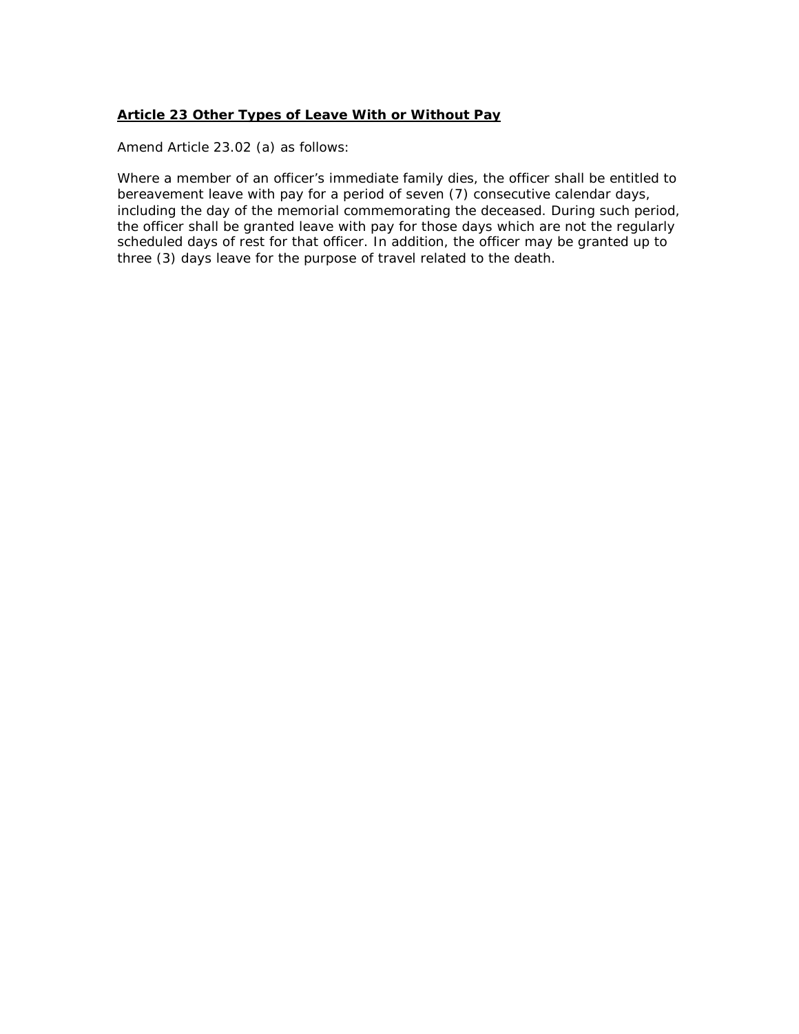**Article 23 Other Types of Leave With or Without Pay**

Amend Article 23.02 (a) as follows:

Where a member of an officer's immediate family dies, the officer shall be entitled to bereavement leave with pay for a period of seven (7) consecutive calendar days, including the day of the memorial commemorating the deceased. During such period, the officer shall be granted leave with pay for those days which are not the regularly scheduled days of rest for that officer. In addition, the officer may be granted up to three (3) days leave for the purpose of travel related to the death.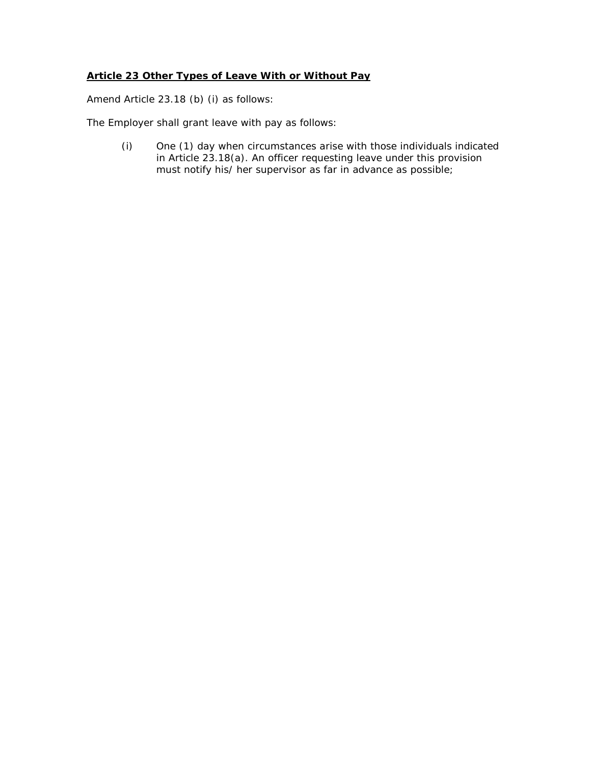**<u>Article 23 Other Types of Leave With or Without Pay</u>**

Amend Article 23.18 (b) (i) as follows:

The Employer shall grant leave with pay as follows:

(i) One (1) day when circumstances arise with those individuals indicated in Article 23.18(a). An officer requesting leave under this provision must notify his/ her supervisor as far in advance as possible;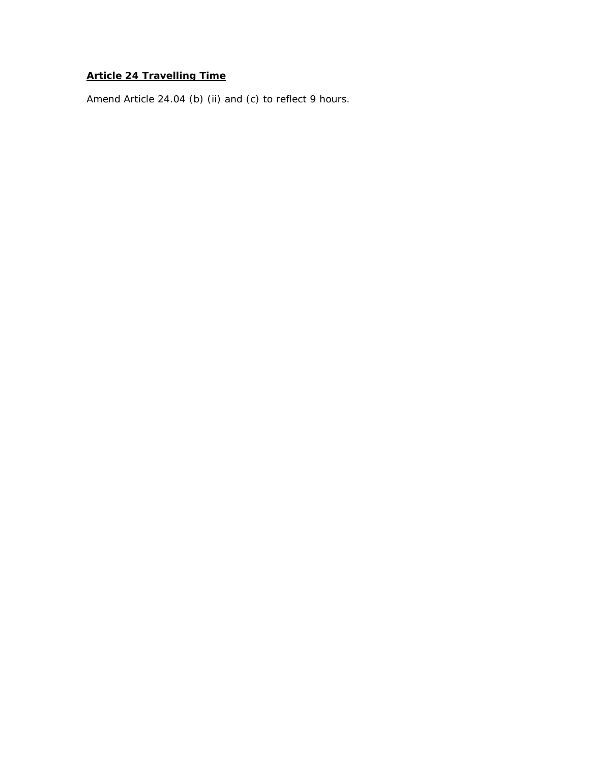**<u>Article 24 Travelling Time</u>**

Amend Article 24.04 (b) (ii) and (c) to reflect 9 hours.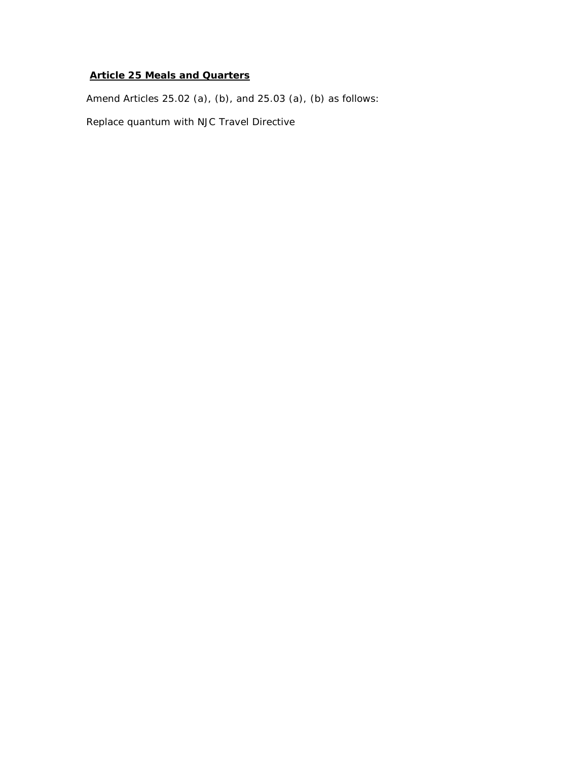## **Article 25 Meals and Quarters**

Amend Articles 25.02 (a), (b), and 25.03 (a), (b) as follows:

Replace quantum with NJC Travel Directive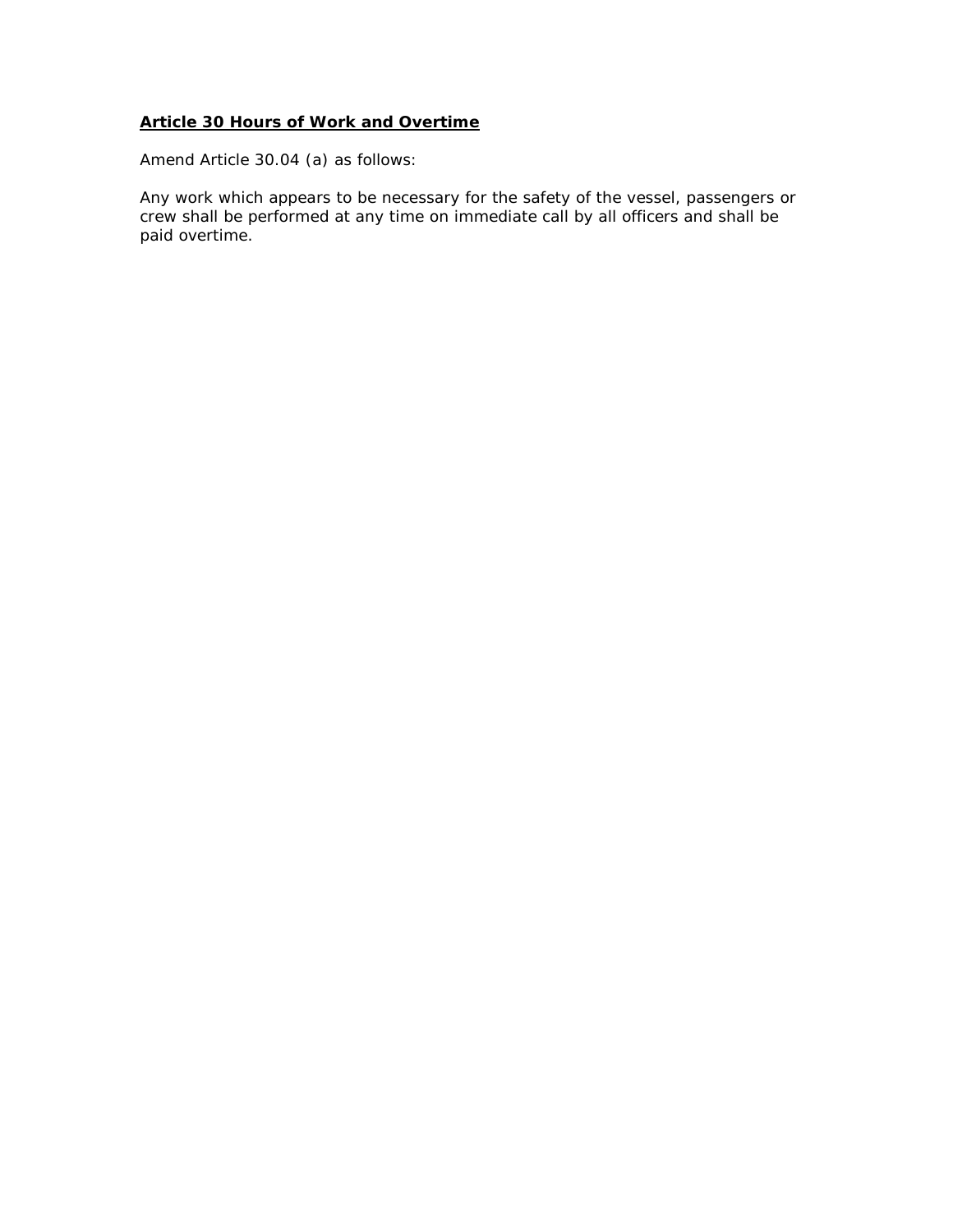**<u>Article 30 Hours of Work and Overtime</u>**

Amend Article 30.04 (a) as follows:

Any work which appears to be necessary for the safety of the vessel, passengers or crew shall be performed at any time on immediate call by all officers and shall be paid overtime.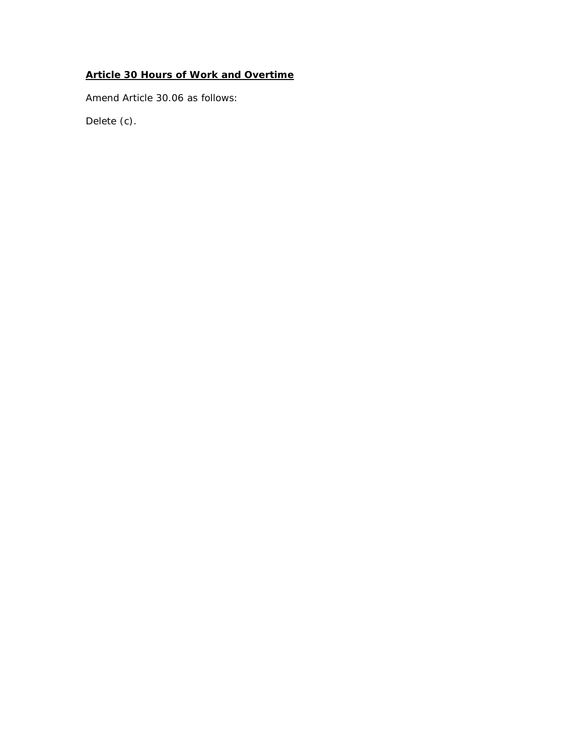**<u>Article 30 Hours of Work and Overtime</u>**

Amend Article 30.06 as follows:

Delete (c).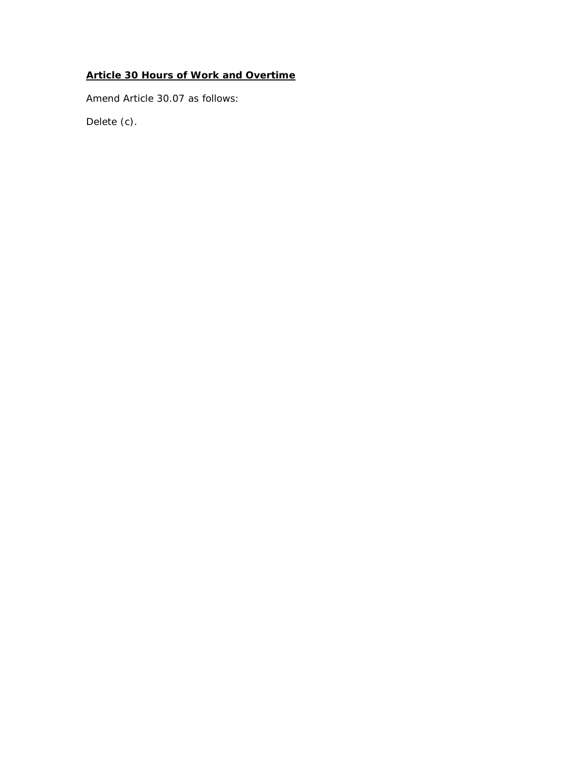**<u>Article 30 Hours of Work and Overtime</u>**

Amend Article 30.07 as follows:

Delete (c).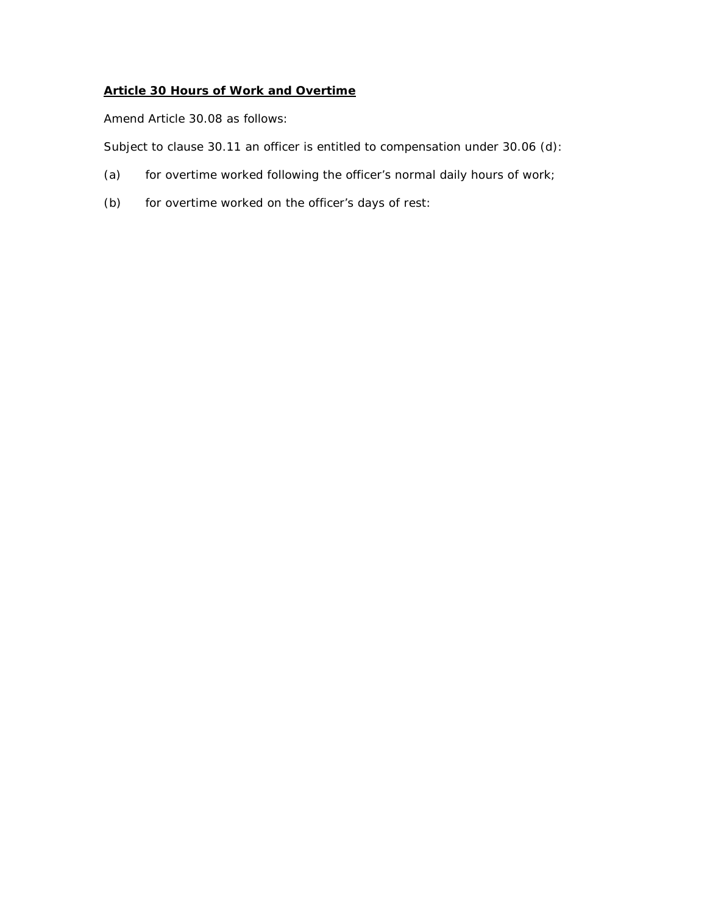**<u>Article 30 Hours of Work and Overtime</u>**

Amend Article 30.08 as follows:

Subject to clause 30.11 an officer is entitled to compensation under 30.06 (d):

(a) for overtime worked following the officer's normal daily hours of work;

(b) for overtime worked on the officer's days of rest: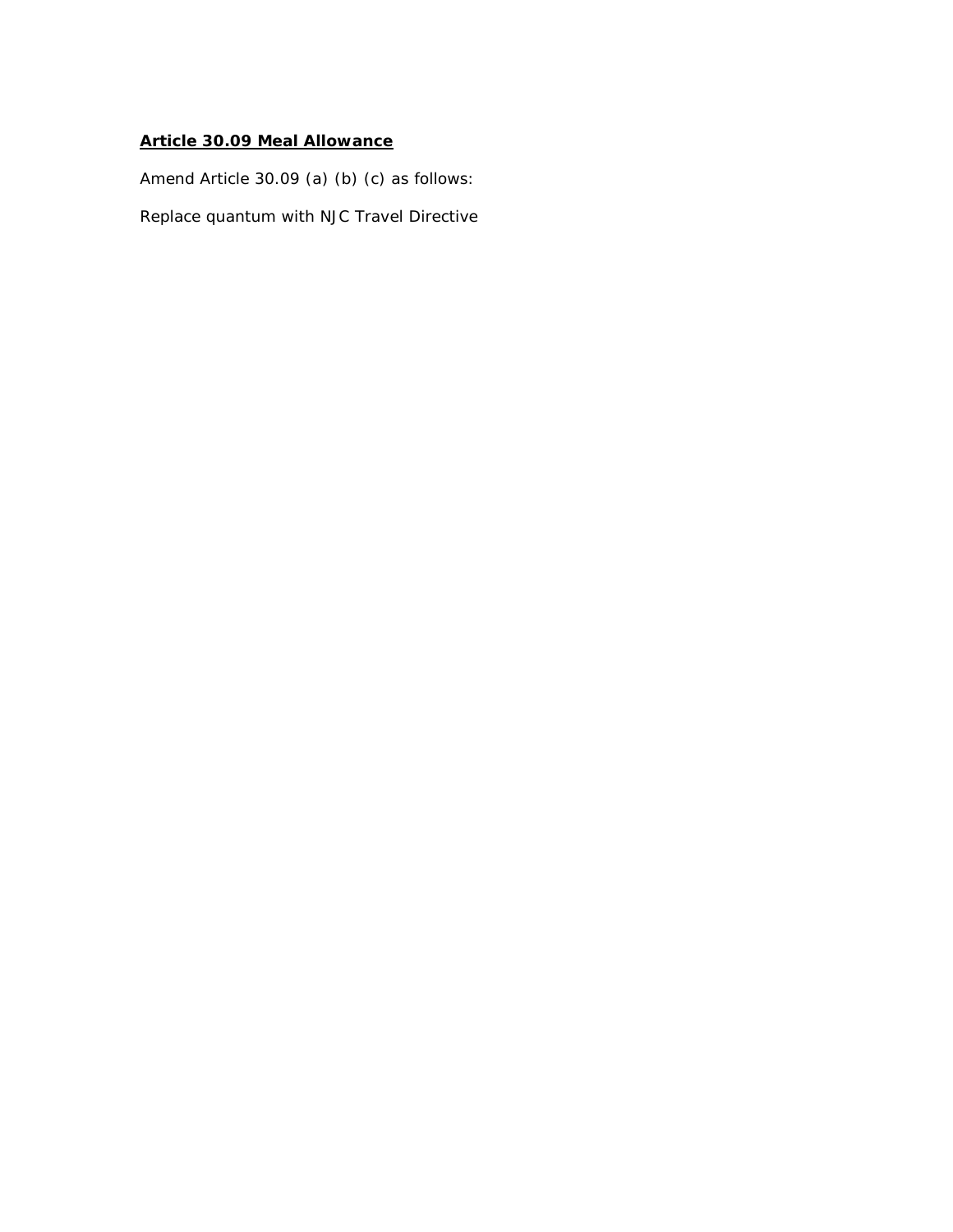**<u>Article 30.09 Meal Allowance</u>**

Amend Article 30.09 (a) (b) (c) as follows:

Replace quantum with NJC Travel Directive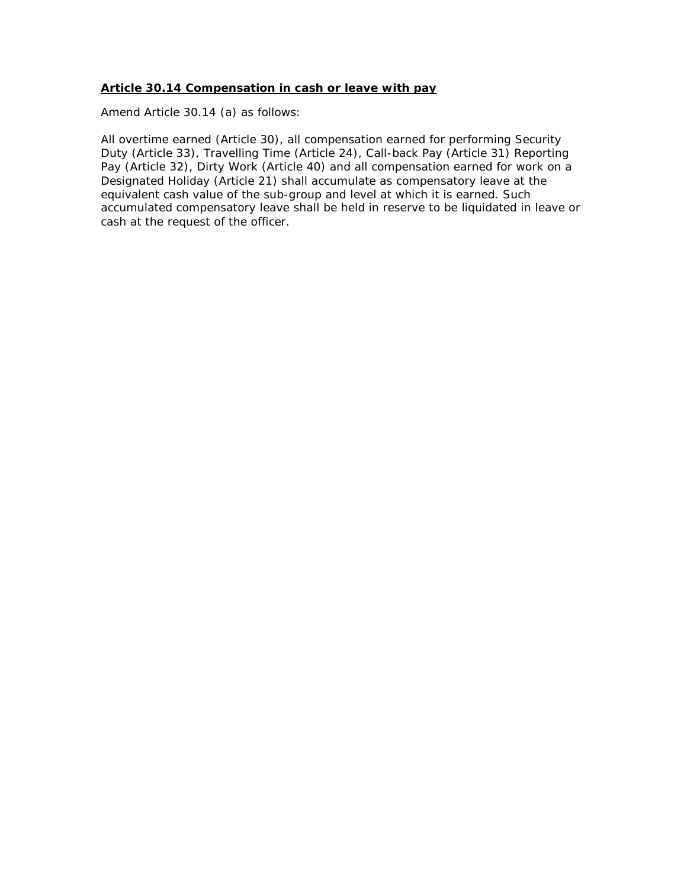**<u>Article 30.14 Compensation in cash or leave with pay</u>**

Amend Article 30.14 (a) as follows:

All overtime earned (Article 30), all compensation earned for performing Security Duty (Article 33), Travelling Time (Article 24), Call-back Pay (Article 31) Reporting Pay (Article 32), Dirty Work (Article 40) and all compensation earned for work on a Designated Holiday (Article 21) shall accumulate as compensatory leave at the equivalent cash value of the sub-group and level at which it is earned. Such accumulated compensatory leave shall be held in reserve to be liquidated in leave or cash at the request of the officer.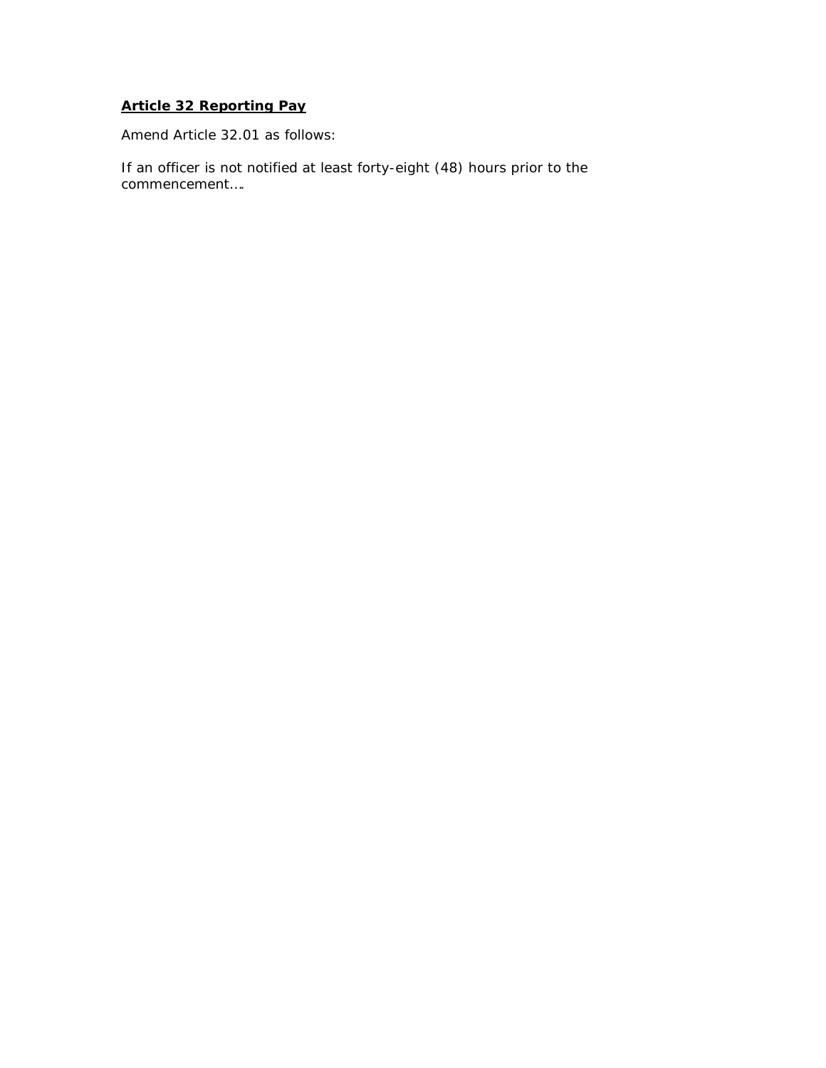**Article 32 Reporting Pay**

Amend Article 32.01 as follows:

If an officer is not notified at least forty-eight (48) hours prior to the commencement….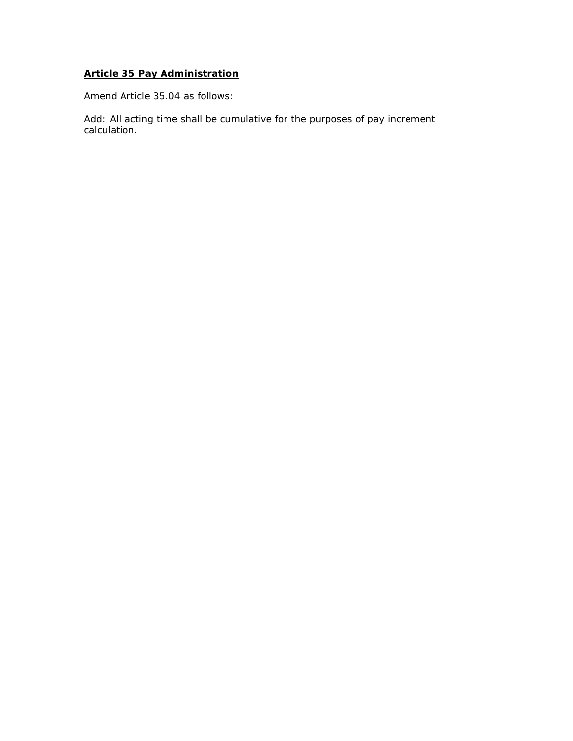**Article 35 Pay Administration**

Amend Article 35.04 as follows:

Add: All acting time shall be cumulative for the purposes of pay increment calculation.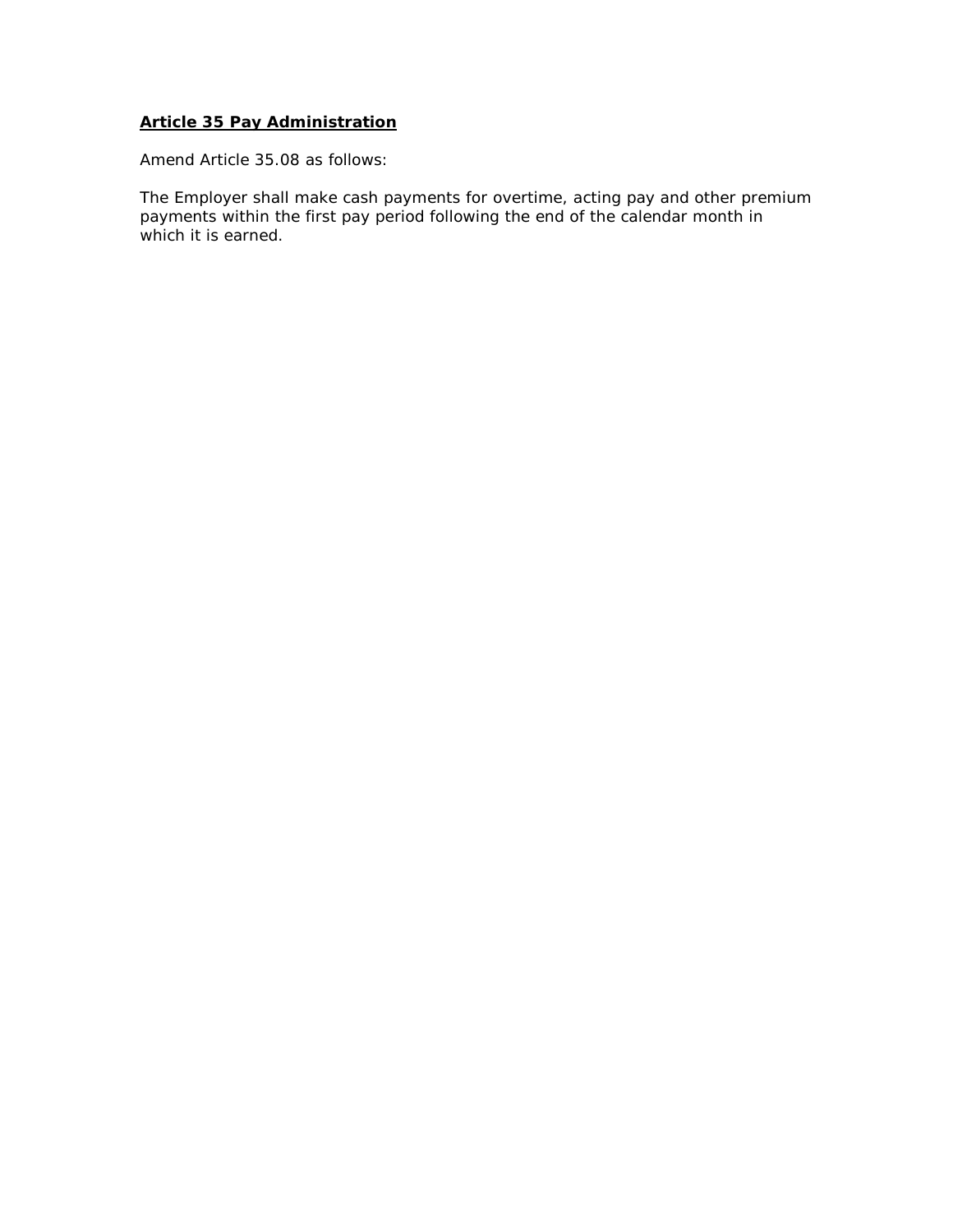**Article 35 Pay Administration**

Amend Article 35.08 as follows:

The Employer shall make cash payments for overtime, acting pay and other premium payments within the first pay period following the end of the calendar month in which it is earned.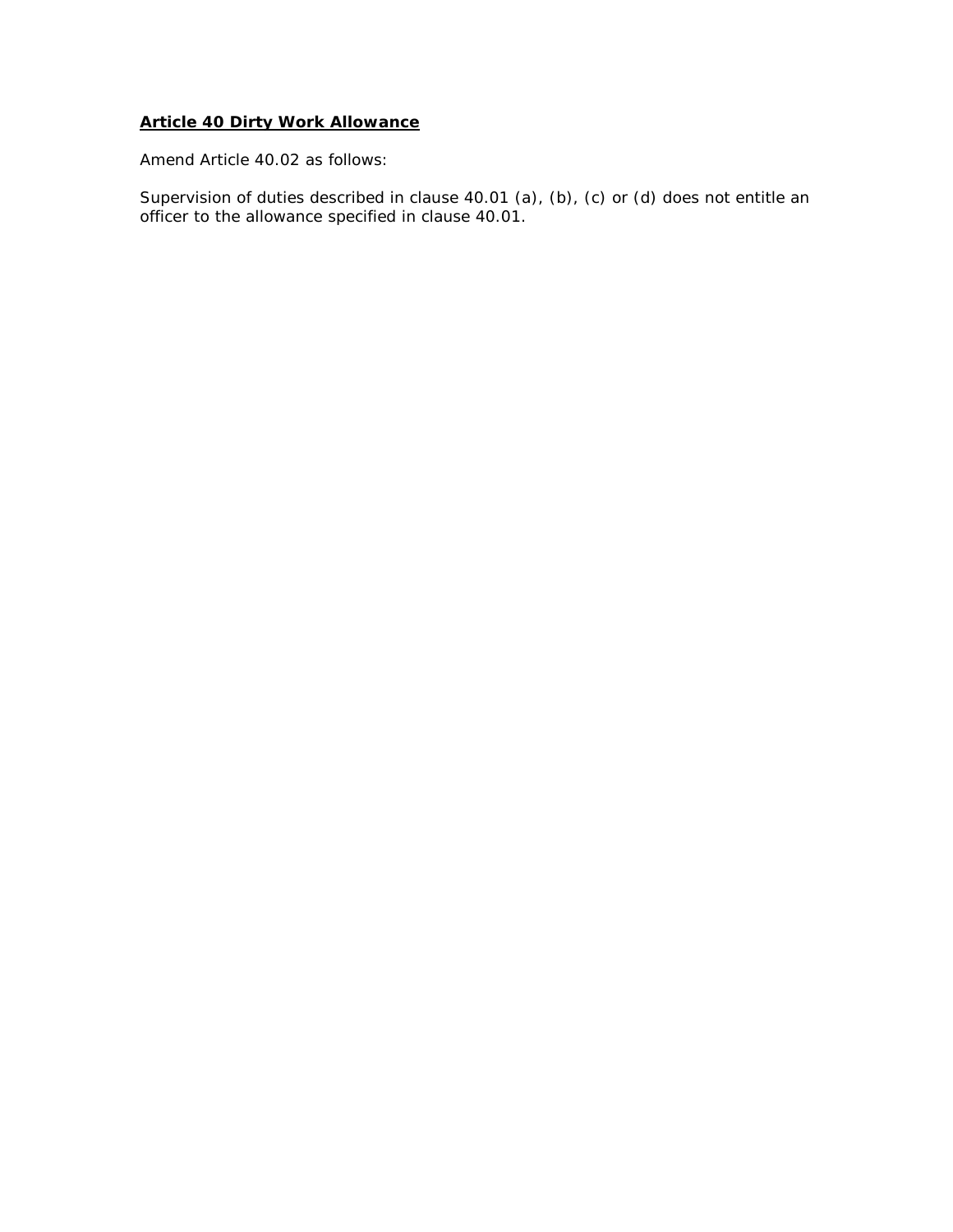**Article 40 Dirty Work Allowance**

Amend Article 40.02 as follows:

Supervision of duties described in clause 40.01 (a), (b), (c) or (d) does not entitle an officer to the allowance specified in clause 40.01.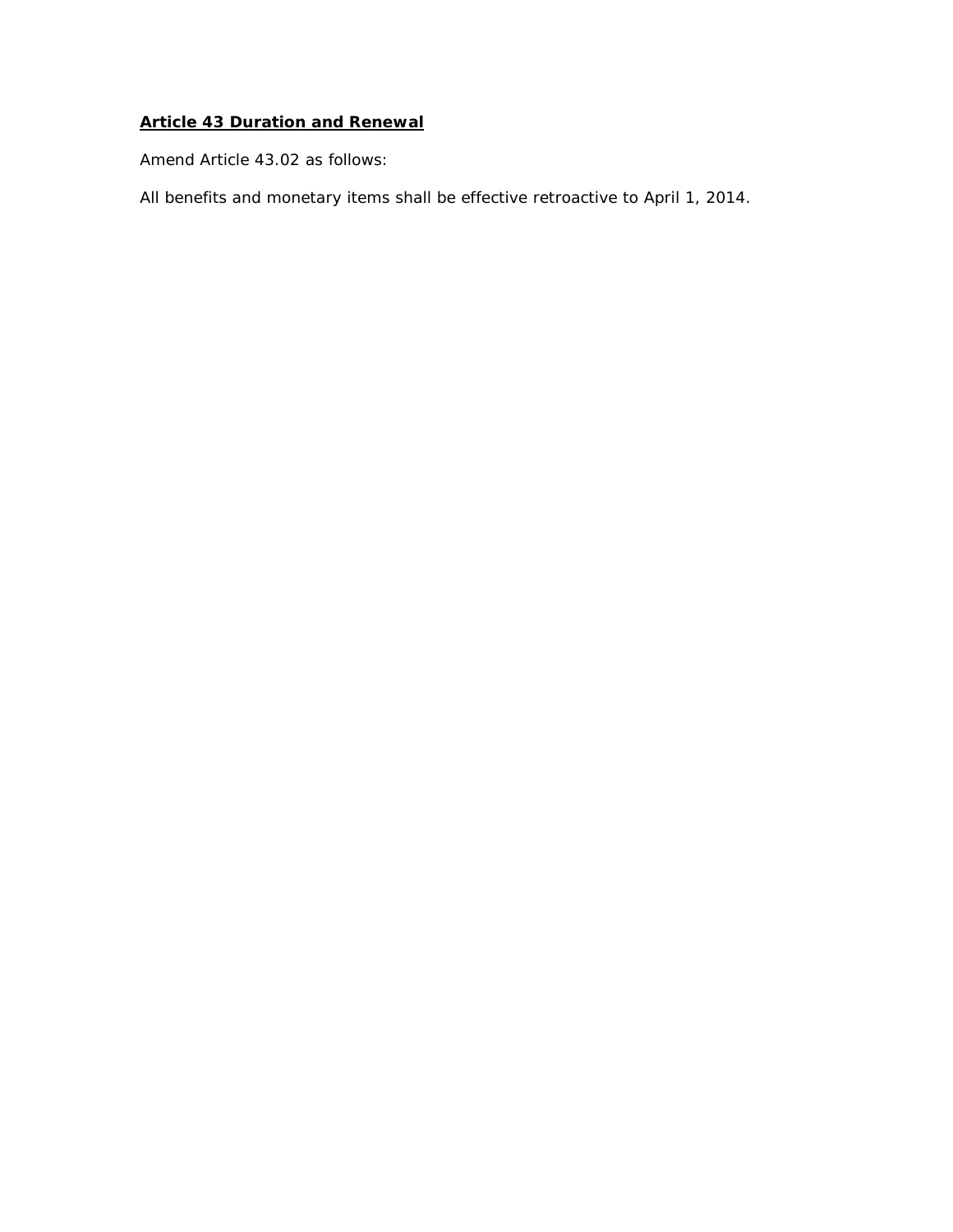**Article 43 Duration and Renewal**

Amend Article 43.02 as follows:

All benefits and monetary items shall be effective retroactive to April 1, 2014.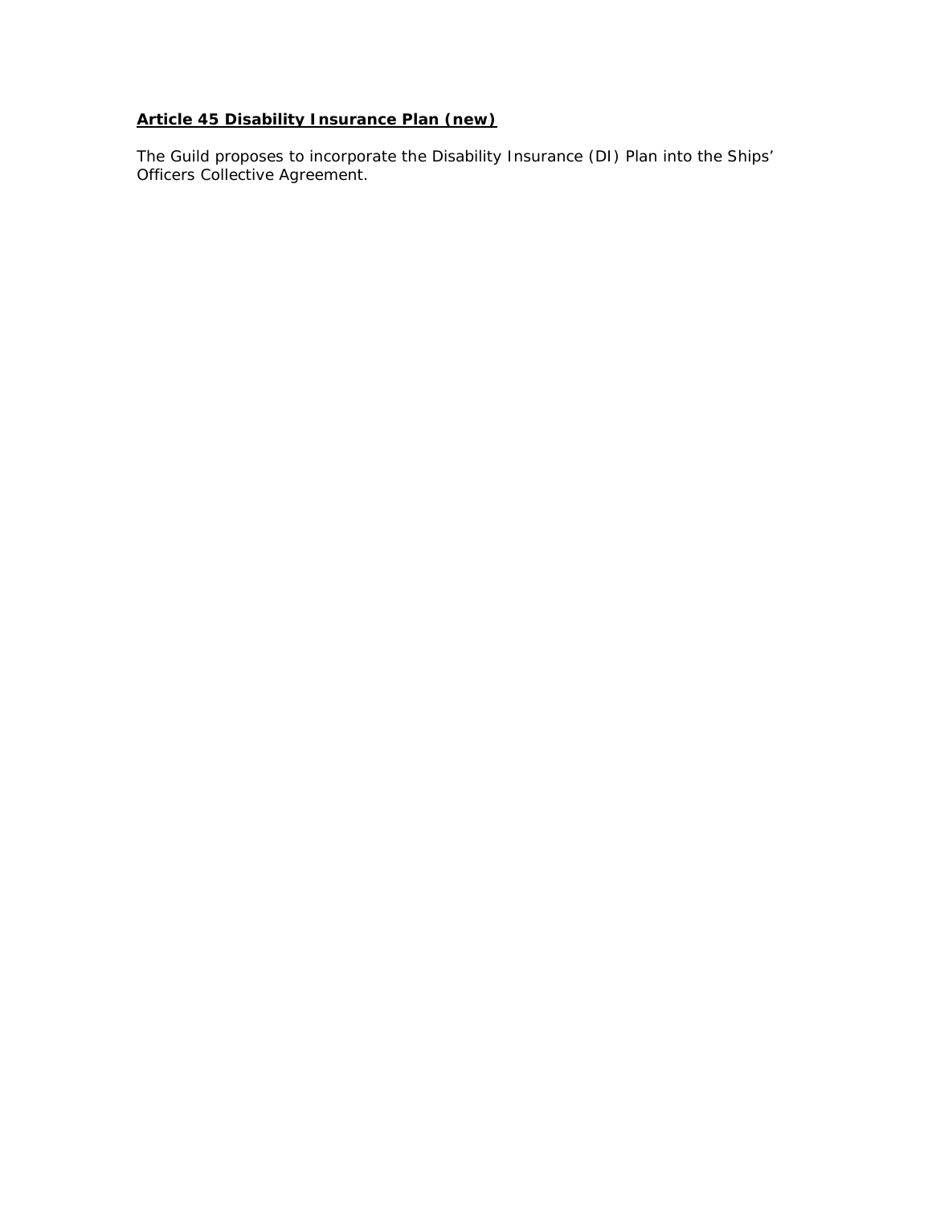**<u>Article 45 Disability Insurance Plan (new)</u>**

The Guild proposes to incorporate the Disability Insurance (DI) Plan into the Ships' Officers Collective Agreement.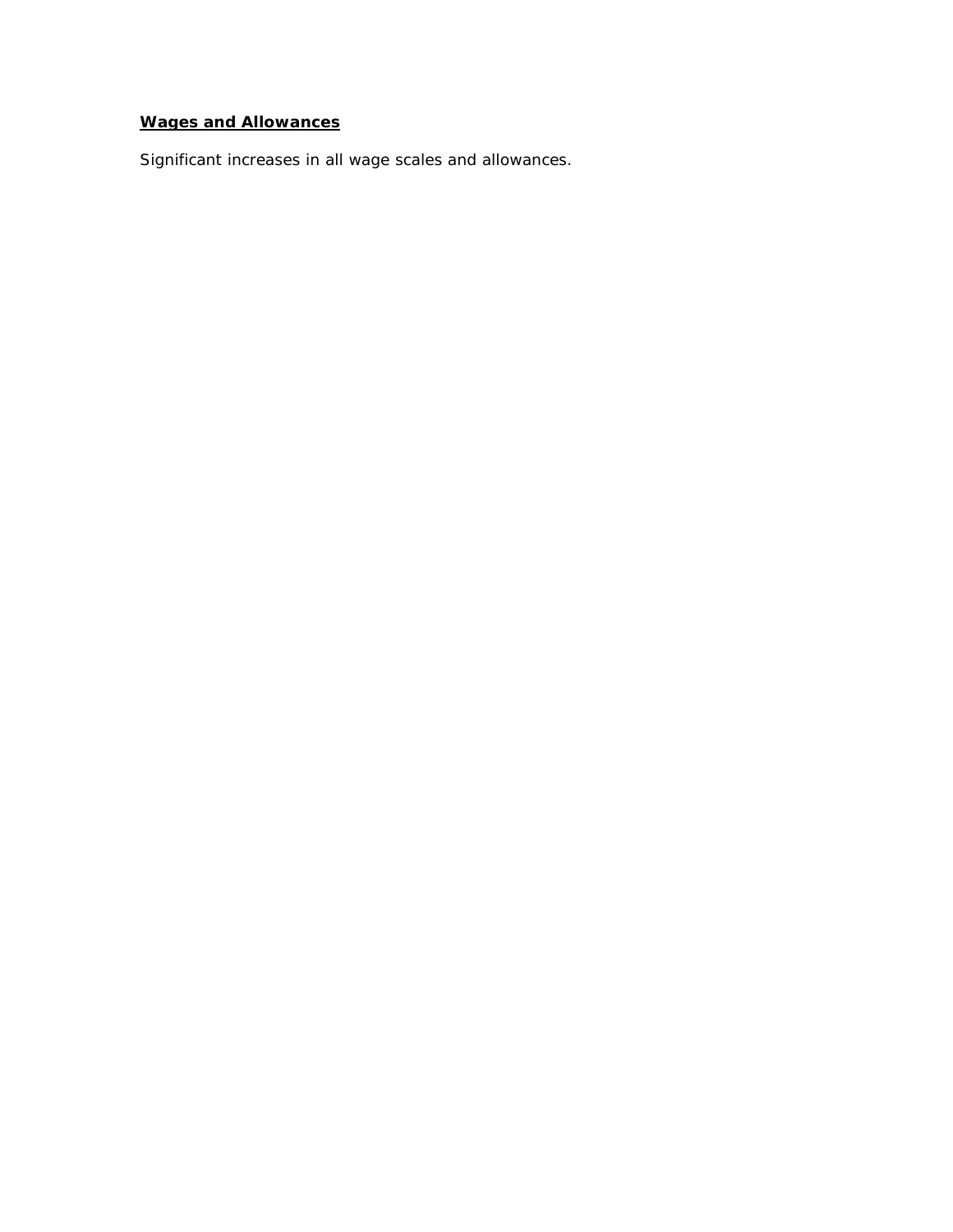**Wages and Allowances**

Significant increases in all wage scales and allowances.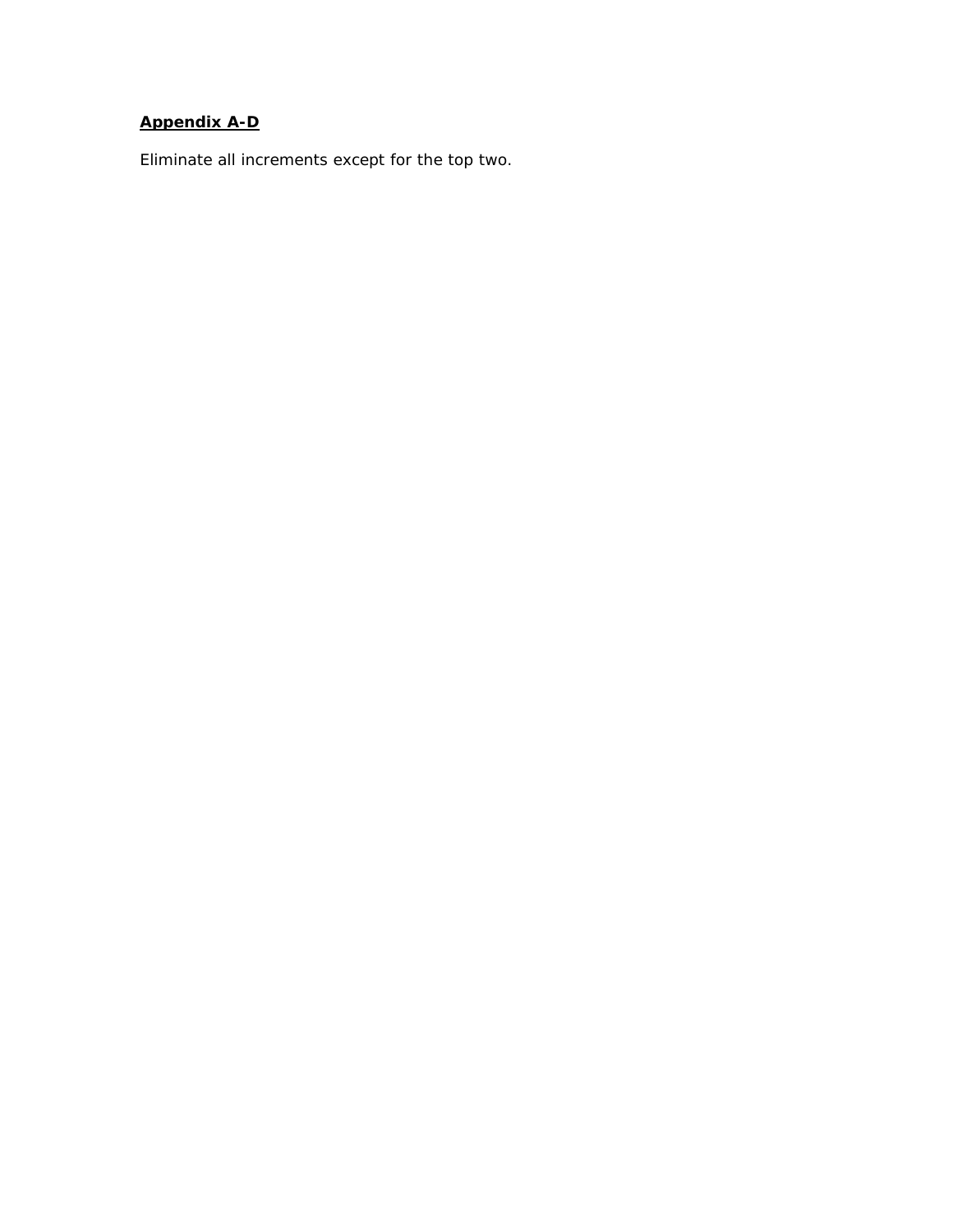**Appendix A-D**

Eliminate all increments except for the top two.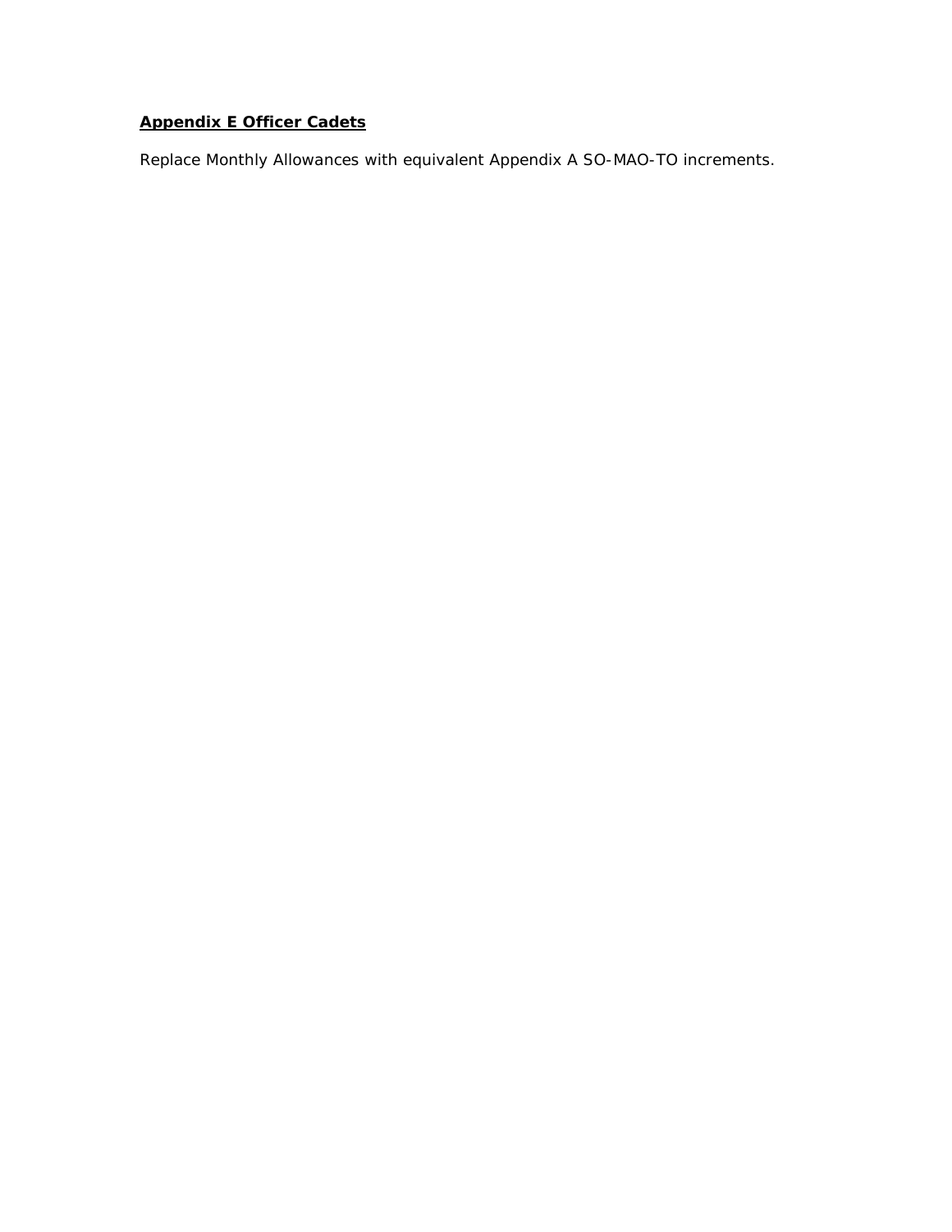**Appendix E Officer Cadets**

Replace Monthly Allowances with equivalent Appendix A SO-MAO-TO increments.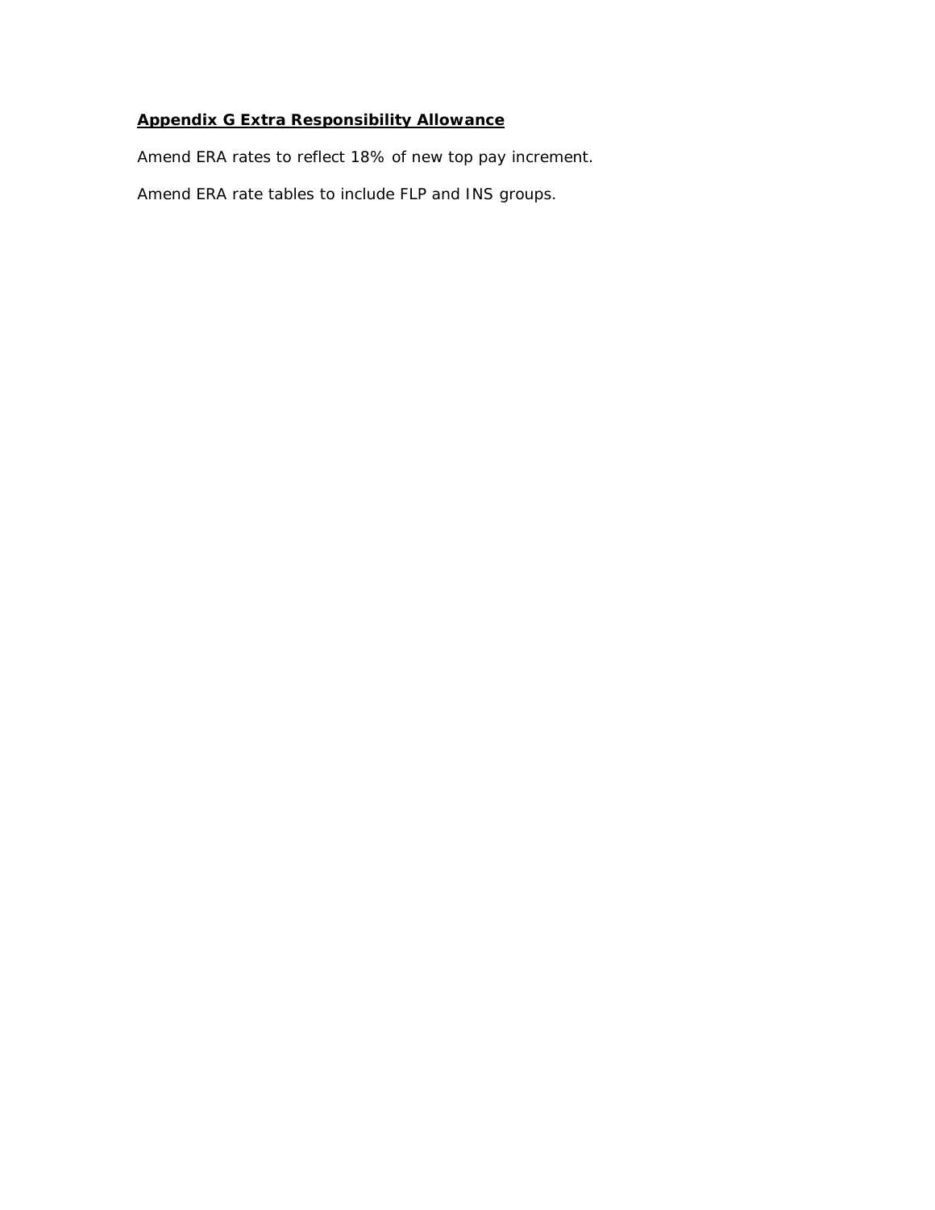**<u>Appendix G Extra Responsibility Allowance</u>**

Amend ERA rates to reflect 18% of new top pay increment.

Amend ERA rate tables to include FLP and INS groups.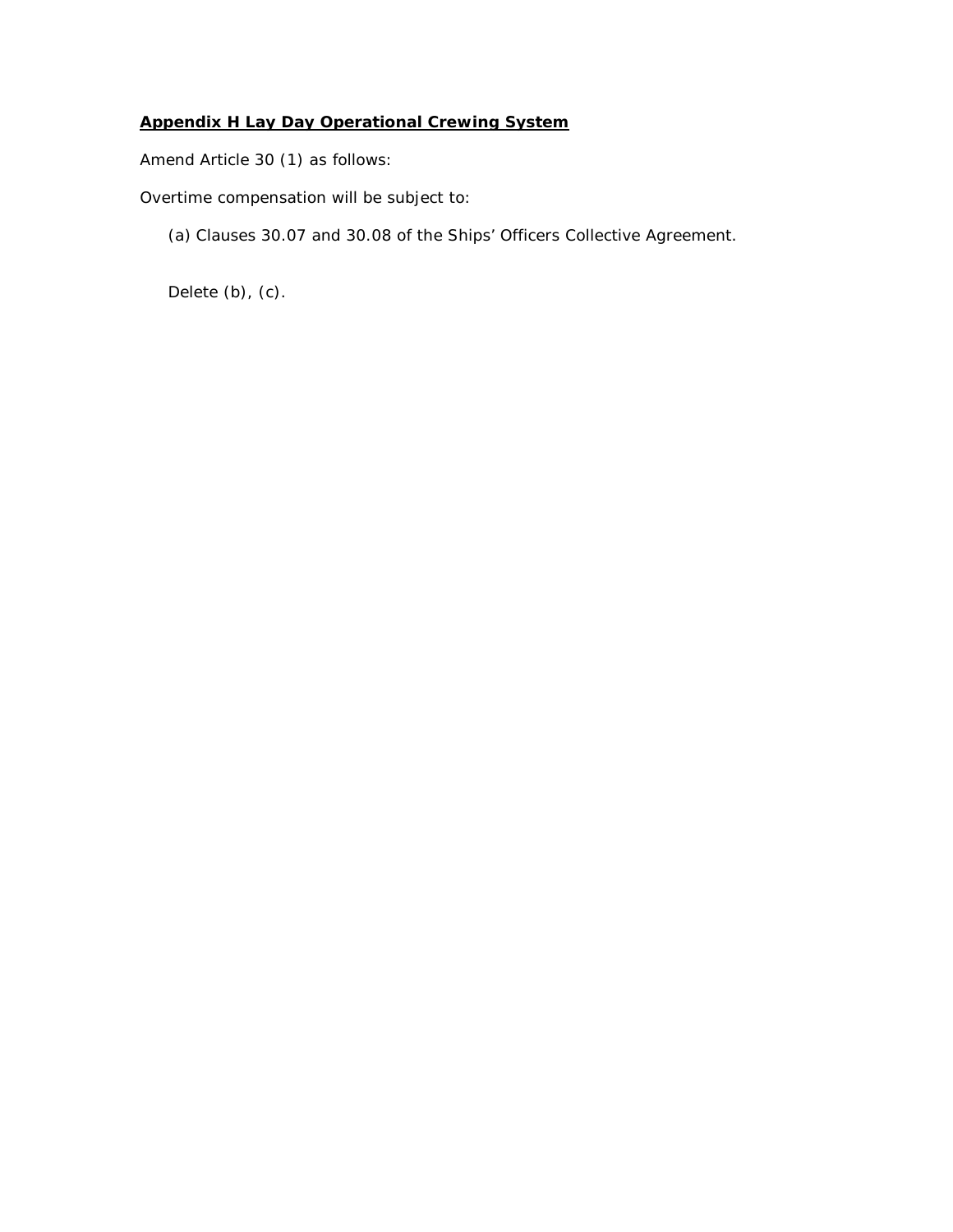**Appendix H Lay Day Operational Crewing System**

Amend Article 30 (1) as follows:

Overtime compensation will be subject to:

(a) Clauses 30.07 and 30.08 of the Ships' Officers Collective Agreement.

Delete (b), (c).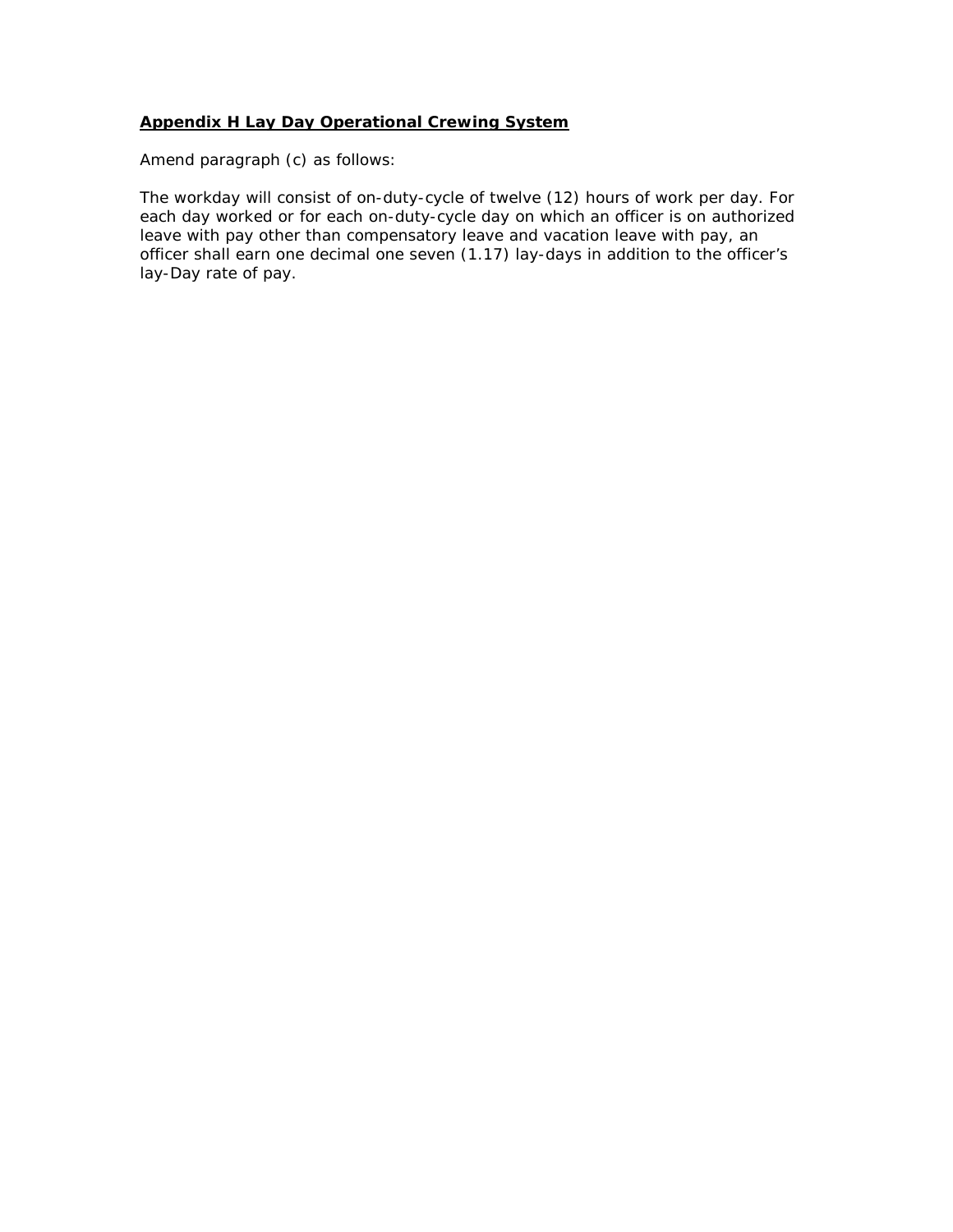**<u>Appendix H Lay Day Operational Crewing System</u>**

Amend paragraph (c) as follows:

The workday will consist of on-duty-cycle of twelve (12) hours of work per day. For each day worked or for each on-duty-cycle day on which an officer is on authorized leave with pay other than compensatory leave and vacation leave with pay, an officer shall earn one decimal one seven (1.17) lay-days in addition to the officer's lay-Day rate of pay.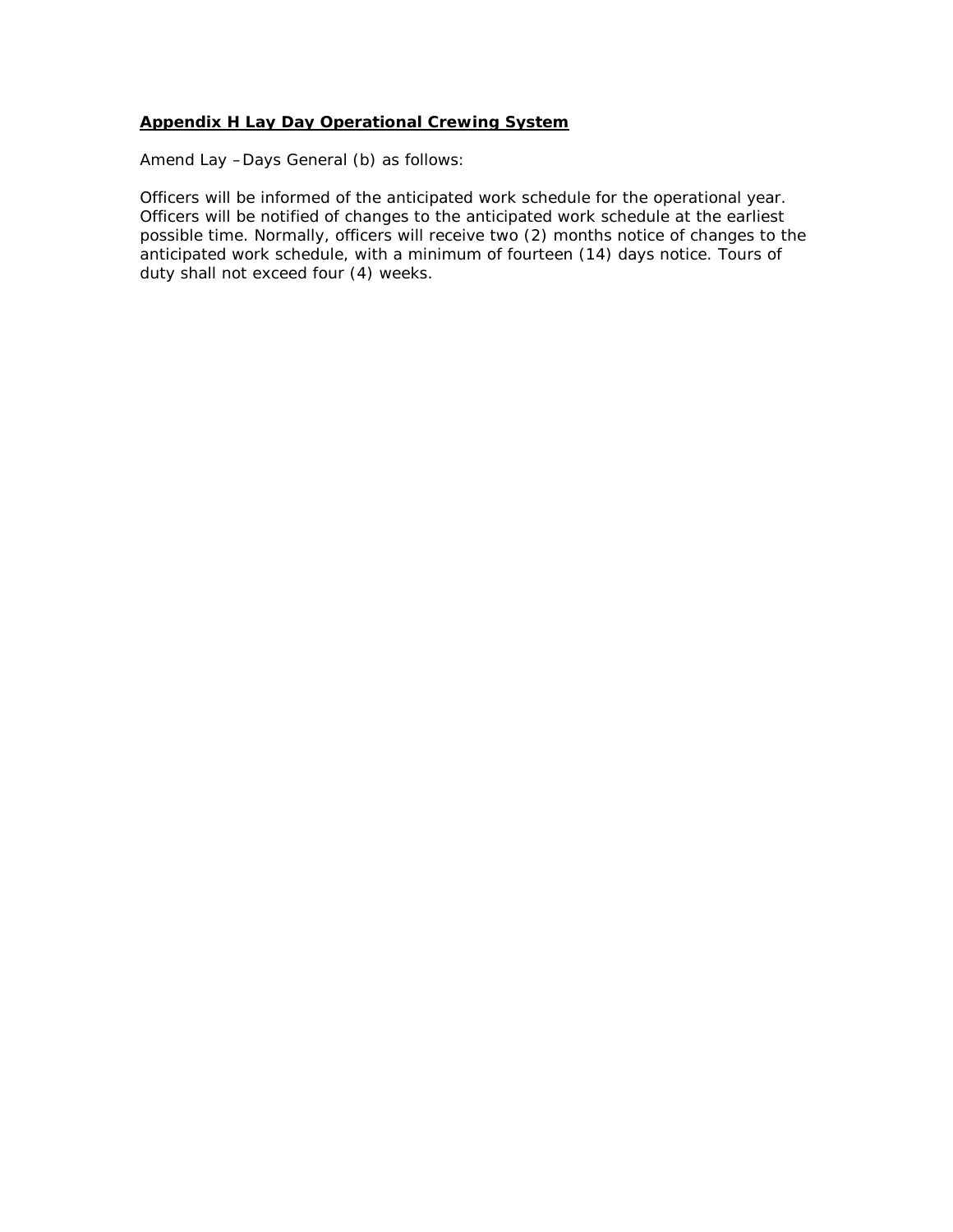## **Appendix H Lay Day Operational Crewing System**

Amend Lay –Days General (b) as follows:

Officers will be informed of the anticipated work schedule for the operational year. Officers will be notified of changes to the anticipated work schedule at the earliest possible time. Normally, officers will receive two (2) months notice of changes to the anticipated work schedule, with a minimum of fourteen (14) days notice. Tours of duty shall not exceed four (4) weeks.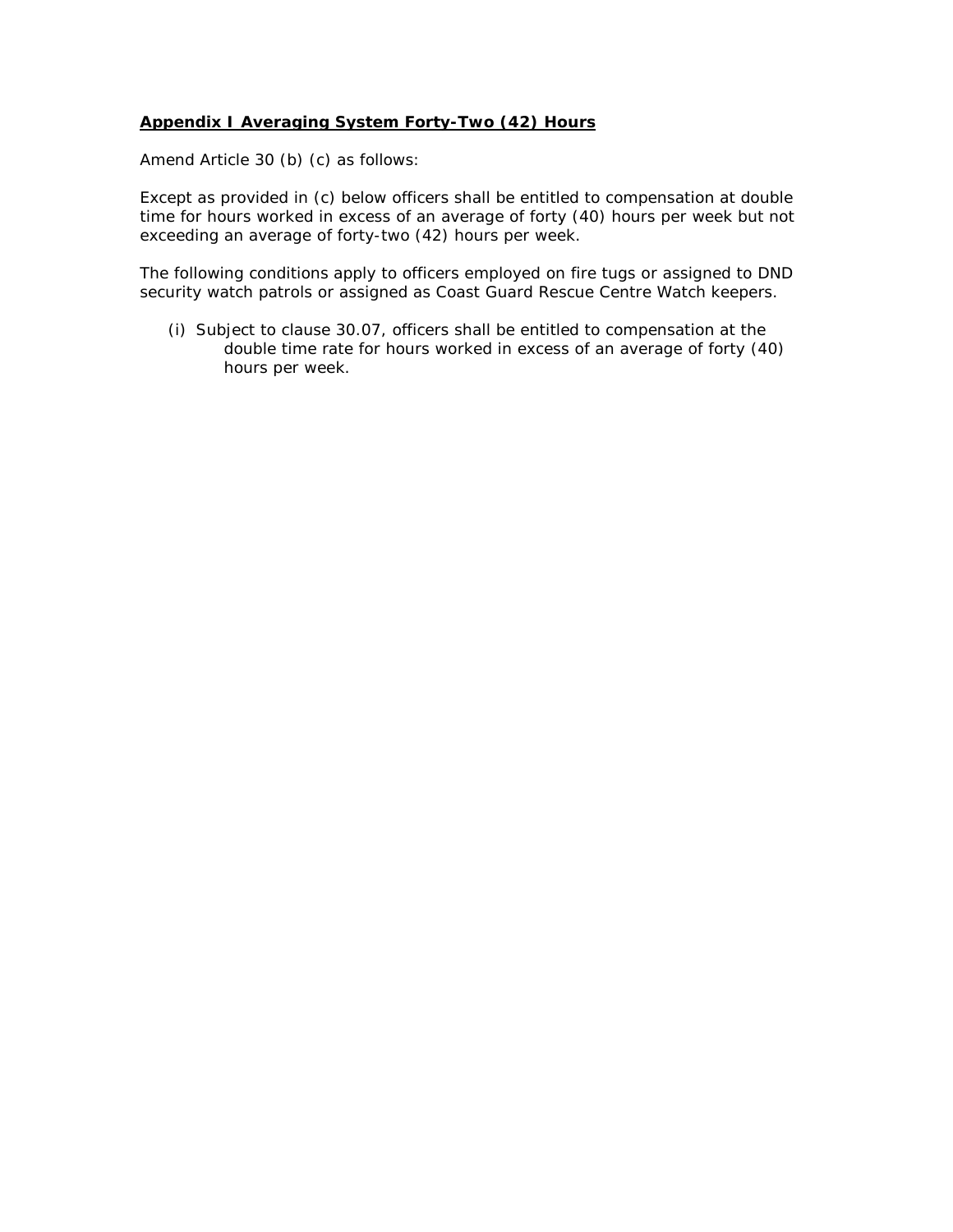## **Appendix I Averaging System Forty-Two (42) Hours**

Amend Article 30 (b) (c) as follows:

Except as provided in (c) below officers shall be entitled to compensation at double time for hours worked in excess of an average of forty (40) hours per week but not exceeding an average of forty-two (42) hours per week.

The following conditions apply to officers employed on fire tugs or assigned to DND security watch patrols or assigned as Coast Guard Rescue Centre Watch keepers.

(i) Subject to clause 30.07, officers shall be entitled to compensation at the double time rate for hours worked in excess of an average of forty (40) hours per week.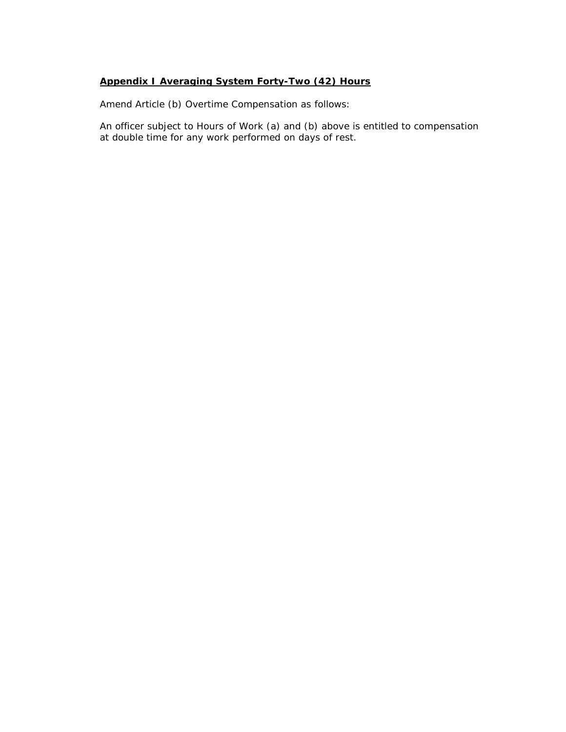**Appendix I Averaging System Forty-Two (42) Hours**

Amend Article (b) Overtime Compensation as follows:

An officer subject to Hours of Work (a) and (b) above is entitled to compensation at double time for any work performed on days of rest.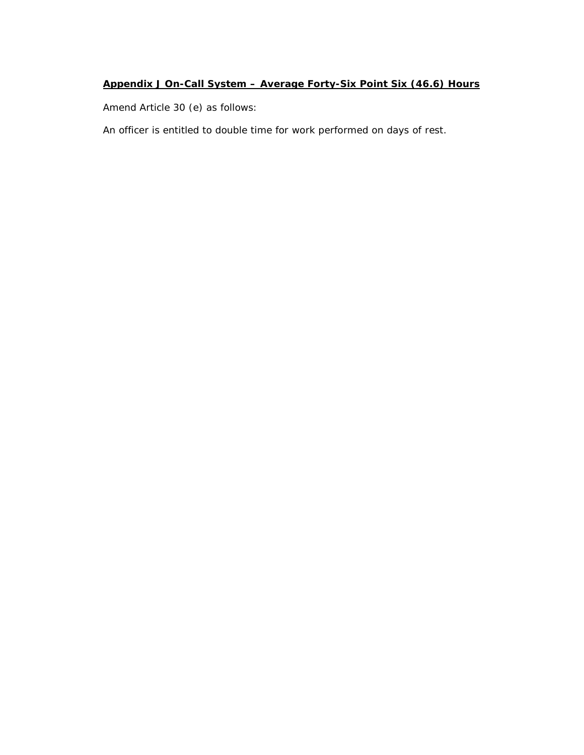## **Appendix J On-Call System – Average Forty-Six Point Six (46.6) Hours**

Amend Article 30 (e) as follows:

An officer is entitled to double time for work performed on days of rest.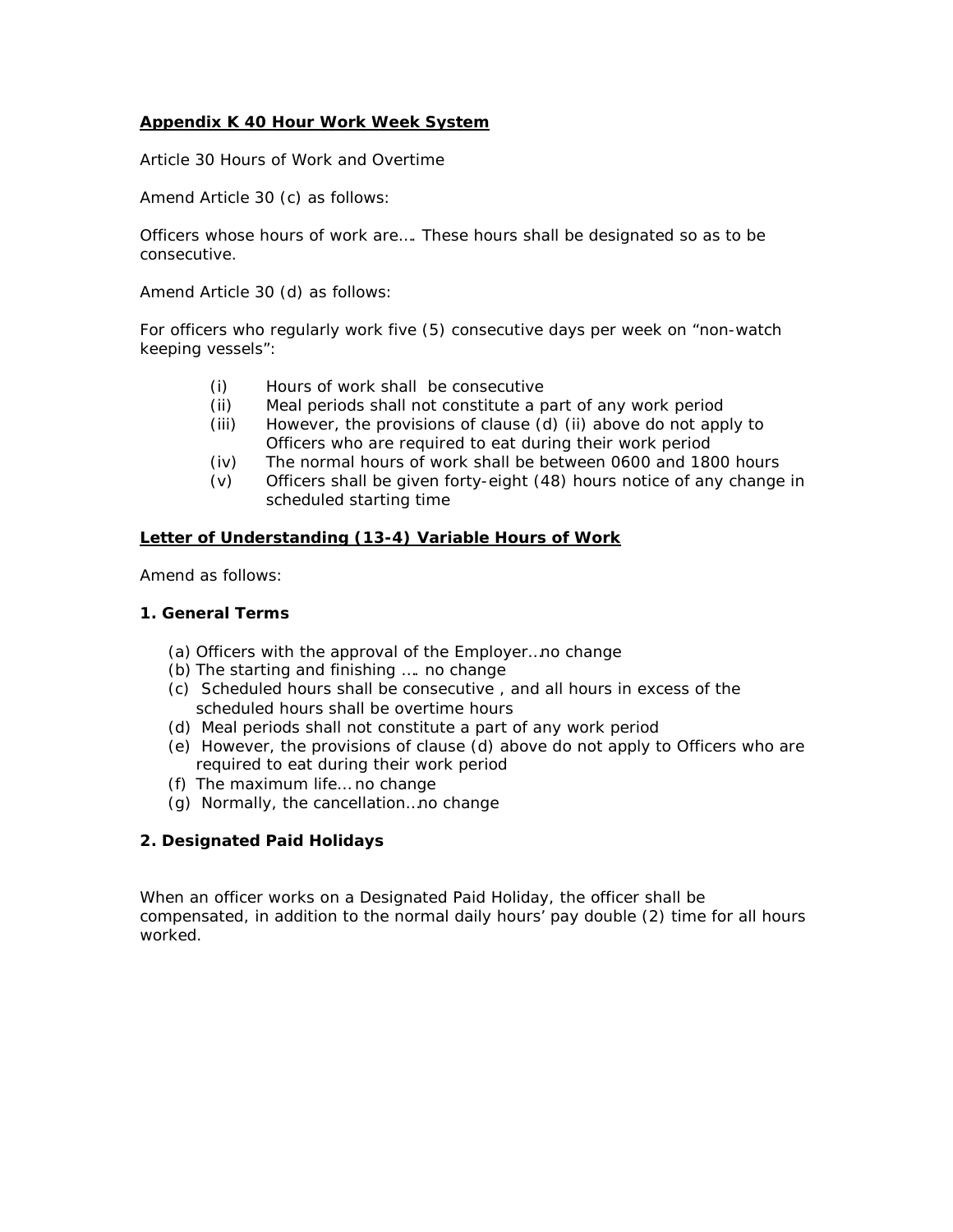**Appendix K 40 Hour Work Week System**

Article 30 Hours of Work and Overtime

Amend Article 30 (c) as follows:

Officers whose hours of work are…. These hours shall be designated so as to be consecutive.

Amend Article 30 (d) as follows:

For officers who regularly work five (5) consecutive days per week on "non-watch keeping vessels":

- (i) Hours of work shall be consecutive
- (ii) Meal periods shall not constitute a part of any work period
- (iii) However, the provisions of clause (d) (ii) above do not apply to Officers who are required to eat during their work period
- (iv) The normal hours of work shall be between 0600 and 1800 hours
- (v) Officers shall be given forty-eight (48) hours notice of any change in scheduled starting time

**Letter of Understanding (13-4) Variable Hours of Work**

Amend as follows:

**1. General Terms**

- (a) Officers with the approval of the Employer…no change
- (b) The starting and finishing …. no change
- (c) Scheduled hours shall be consecutive , and all hours in excess of the scheduled hours shall be overtime hours
- (d) Meal periods shall not constitute a part of any work period
- (e) However, the provisions of clause (d) above do not apply to Officers who are required to eat during their work period
- (f) The maximum life… no change
- (g) Normally, the cancellation…no change

**2. Designated Paid Holidays**

When an officer works on a Designated Paid Holiday, the officer shall be compensated, in addition to the normal daily hours' pay double (2) time for all hours worked.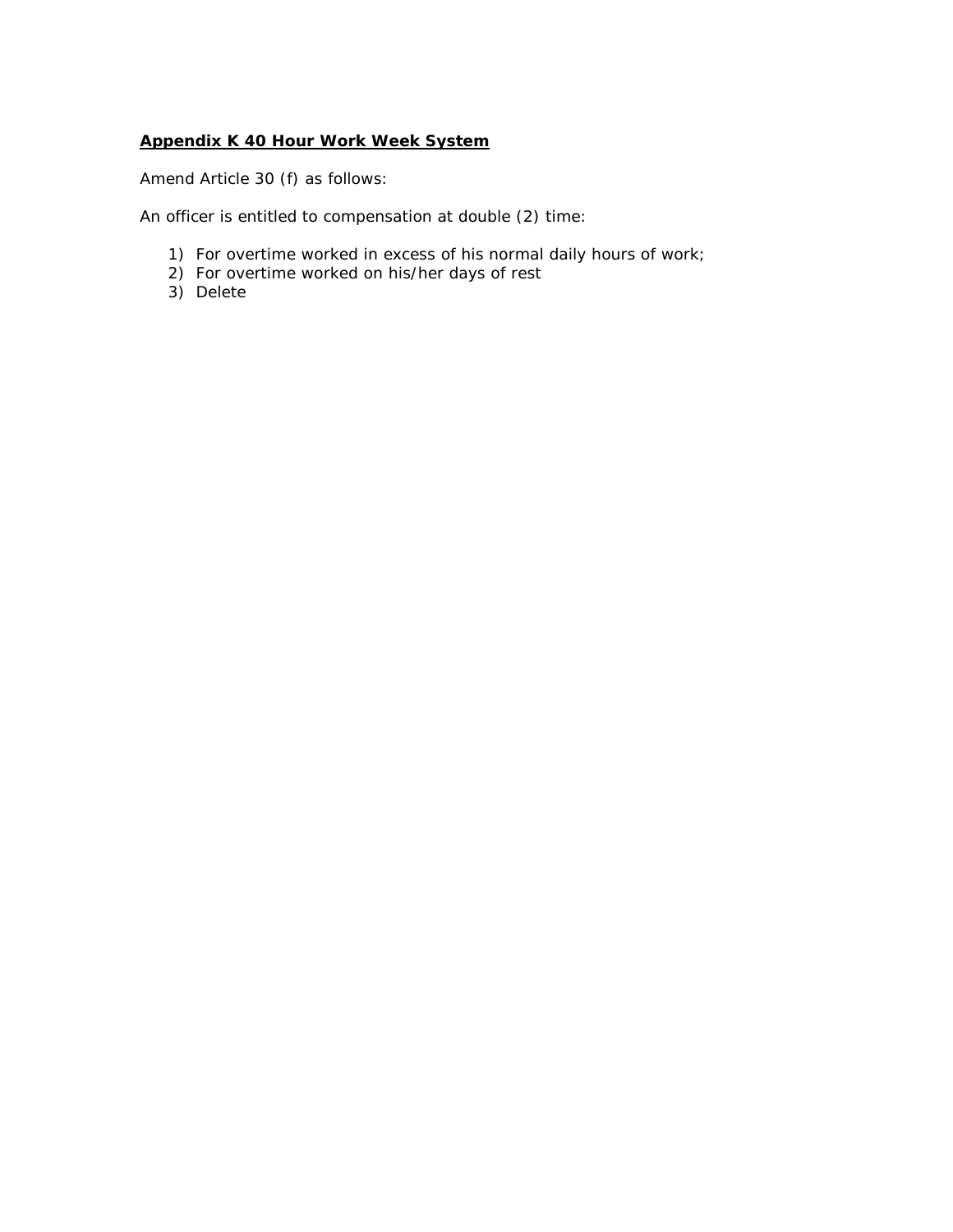**Appendix K 40 Hour Work Week System**

Amend Article 30 (f) as follows:

An officer is entitled to compensation at double (2) time:

1) For overtime worked in excess of his normal daily hours of work;
2) For overtime worked on his/her days of rest
3) Delete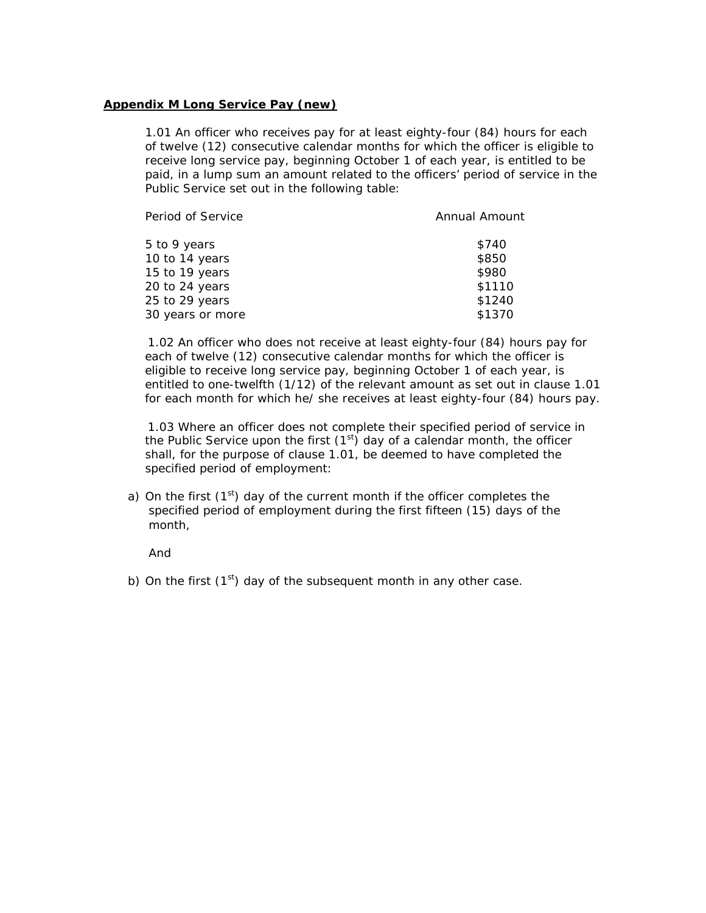**<u>Appendix M Long Service Pay (new)</u>**

1.01 An officer who receives pay for at least eighty-four (84) hours for each of twelve (12) consecutive calendar months for which the officer is eligible to receive long service pay, beginning October 1 of each year, is entitled to be paid, in a lump sum an amount related to the officers' period of service in the Public Service set out in the following table:

| Period of Service | Annual Amount |
|---|---|
| 5 to 9 years | $740 |
| 10 to 14 years | $850 |
| 15 to 19 years | $980 |
| 20 to 24 years | $1110 |
| 25 to 29 years | $1240 |
| 30 years or more | $1370 |

1.02 An officer who does not receive at least eighty-four (84) hours pay for each of twelve (12) consecutive calendar months for which the officer is eligible to receive long service pay, beginning October 1 of each year, is entitled to one-twelfth (1/12) of the relevant amount as set out in clause 1.01 for each month for which he/ she receives at least eighty-four (84) hours pay.

1.03 Where an officer does not complete their specified period of service in the Public Service upon the first (1st) day of a calendar month, the officer shall, for the purpose of clause 1.01, be deemed to have completed the specified period of employment:

a) On the first (1st) day of the current month if the officer completes the specified period of employment during the first fifteen (15) days of the month,

   And

b) On the first (1st) day of the subsequent month in any other case.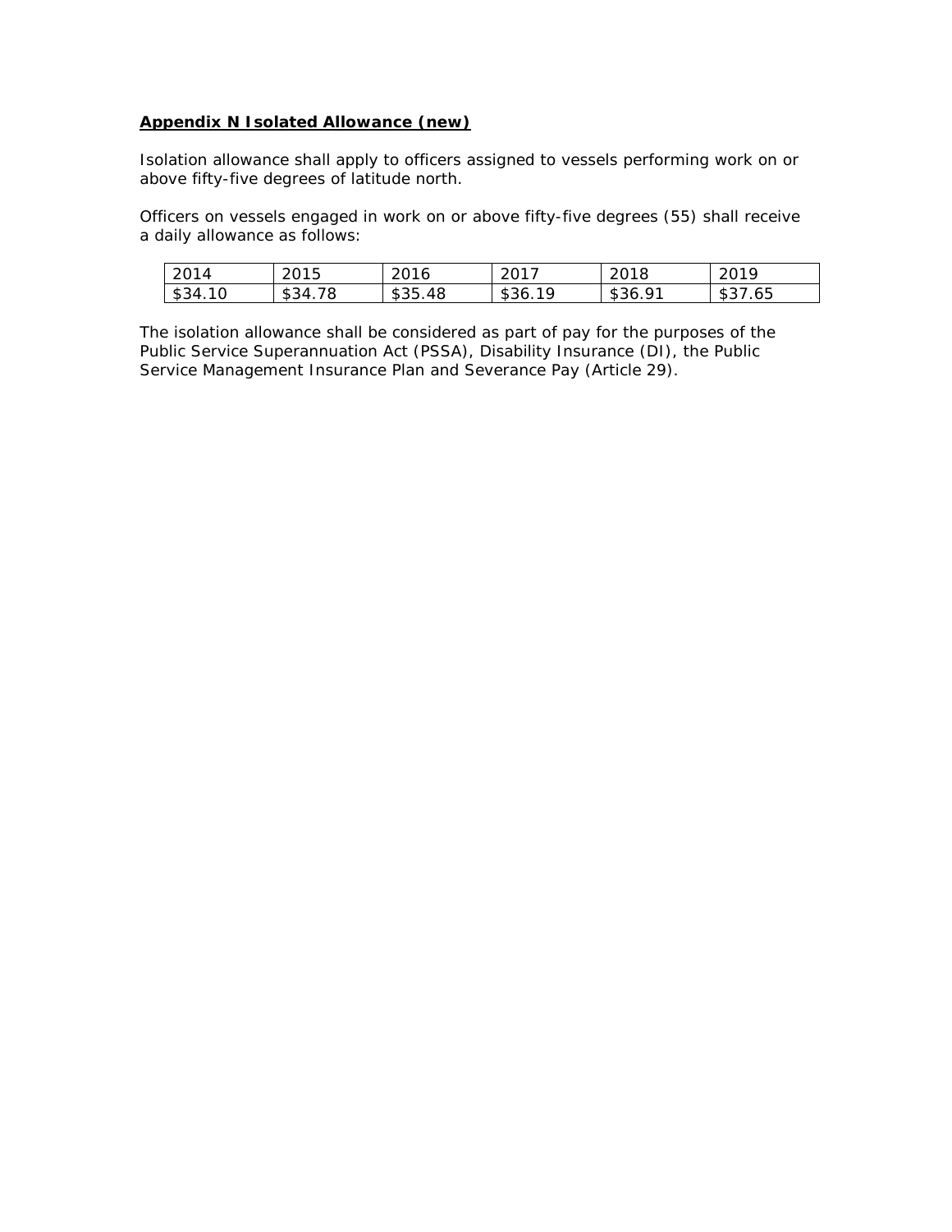**Appendix N Isolated Allowance (new)**

Isolation allowance shall apply to officers assigned to vessels performing work on or above fifty-five degrees of latitude north.

Officers on vessels engaged in work on or above fifty-five degrees (55) shall receive a daily allowance as follows:

| 2014 | 2015 | 2016 | 2017 | 2018 | 2019 |
|---|---|---|---|---|---|
| $34.10 | $34.78 | $35.48 | $36.19 | $36.91 | $37.65 |

The isolation allowance shall be considered as part of pay for the purposes of the Public Service Superannuation Act (PSSA), Disability Insurance (DI), the Public Service Management Insurance Plan and Severance Pay (Article 29).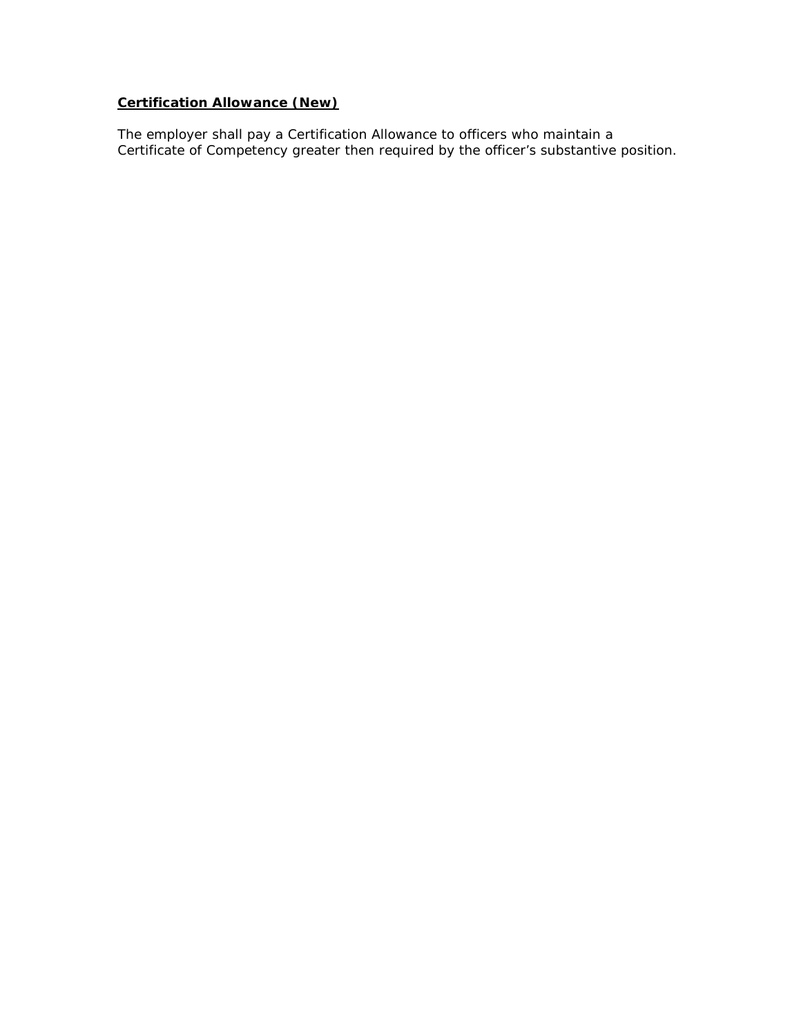**Certification Allowance (New)**

The employer shall pay a Certification Allowance to officers who maintain a Certificate of Competency greater then required by the officer's substantive position.